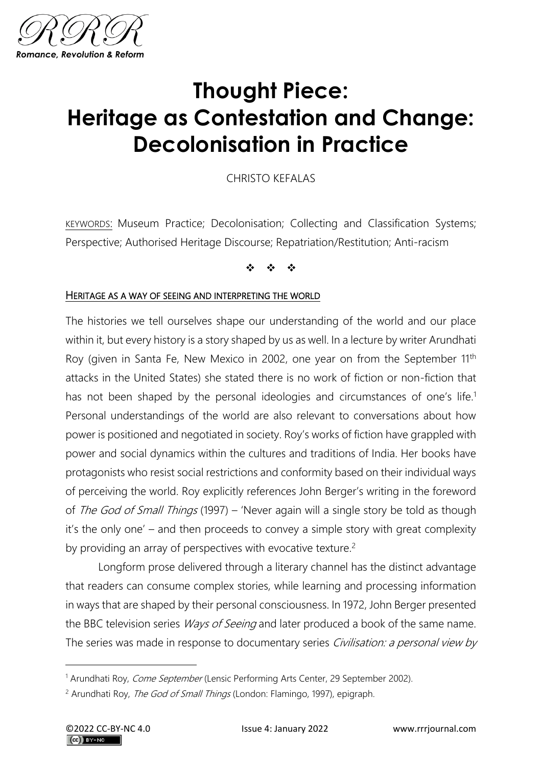# Thought Piece: Heritage as Contestation and Change: Decolonisation in Practice

CHRISTO KEFALAS

KEYWORDS: Museum Practice; Decolonisation; Collecting and Classification Systems; Perspective; Authorised Heritage Discourse; Repatriation/Restitution; Anti-racism

❖ ❖ ❖

## HERITAGE AS A WAY OF SEEING AND INTERPRETING THE WORLD

The histories we tell ourselves shape our understanding of the world and our place within it, but every history is a story shaped by us as well. In a lecture by writer Arundhati Roy (given in Santa Fe, New Mexico in 2002, one year on from the September 11th attacks in the United States) she stated there is no work of fiction or non-fiction that has not been shaped by the personal ideologies and circumstances of one's life.[1] Personal understandings of the world are also relevant to conversations about how power is positioned and negotiated in society. Roy's works of fiction have grappled with power and social dynamics within the cultures and traditions of India. Her books have protagonists who resist social restrictions and conformity based on their individual ways of perceiving the world. Roy explicitly references John Berger's writing in the foreword of *The God of Small Things* (1997) – 'Never again will a single story be told as though it's the only one' – and then proceeds to convey a simple story with great complexity by providing an array of perspectives with evocative texture.[2]

Longform prose delivered through a literary channel has the distinct advantage that readers can consume complex stories, while learning and processing information in ways that are shaped by their personal consciousness. In 1972, John Berger presented the BBC television series *Ways of Seeing* and later produced a book of the same name. The series was made in response to documentary series *Civilisation: a personal view by*

---

[1] Arundhati Roy, *Come September* (Lensic Performing Arts Center, 29 September 2002).

[2] Arundhati Roy, *The God of Small Things* (London: Flamingo, 1997), epigraph.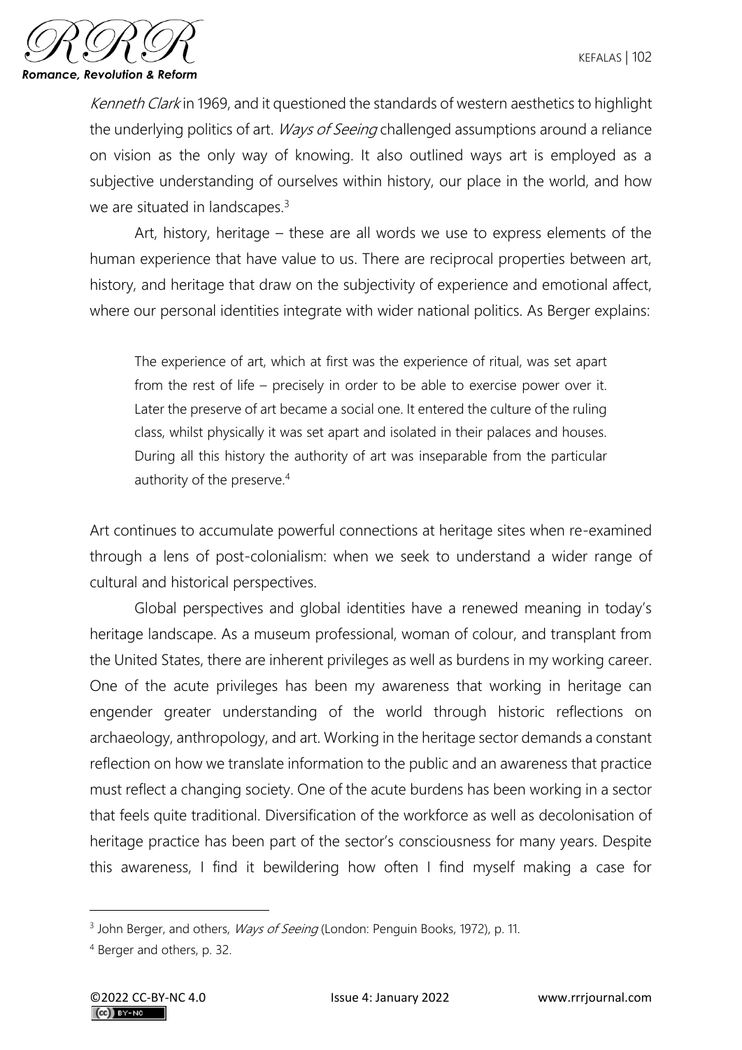*Kenneth Clark* in 1969, and it questioned the standards of western aesthetics to highlight the underlying politics of art. *Ways of Seeing* challenged assumptions around a reliance on vision as the only way of knowing. It also outlined ways art is employed as a subjective understanding of ourselves within history, our place in the world, and how we are situated in landscapes.[3]

Art, history, heritage – these are all words we use to express elements of the human experience that have value to us. There are reciprocal properties between art, history, and heritage that draw on the subjectivity of experience and emotional affect, where our personal identities integrate with wider national politics. As Berger explains:

> The experience of art, which at first was the experience of ritual, was set apart from the rest of life – precisely in order to be able to exercise power over it. Later the preserve of art became a social one. It entered the culture of the ruling class, whilst physically it was set apart and isolated in their palaces and houses. During all this history the authority of art was inseparable from the particular authority of the preserve.[4]

Art continues to accumulate powerful connections at heritage sites when re-examined through a lens of post-colonialism: when we seek to understand a wider range of cultural and historical perspectives.

Global perspectives and global identities have a renewed meaning in today's heritage landscape. As a museum professional, woman of colour, and transplant from the United States, there are inherent privileges as well as burdens in my working career. One of the acute privileges has been my awareness that working in heritage can engender greater understanding of the world through historic reflections on archaeology, anthropology, and art. Working in the heritage sector demands a constant reflection on how we translate information to the public and an awareness that practice must reflect a changing society. One of the acute burdens has been working in a sector that feels quite traditional. Diversification of the workforce as well as decolonisation of heritage practice has been part of the sector's consciousness for many years. Despite this awareness, I find it bewildering how often I find myself making a case for

---

[3] John Berger, and others, *Ways of Seeing* (London: Penguin Books, 1972), p. 11.

[4] Berger and others, p. 32.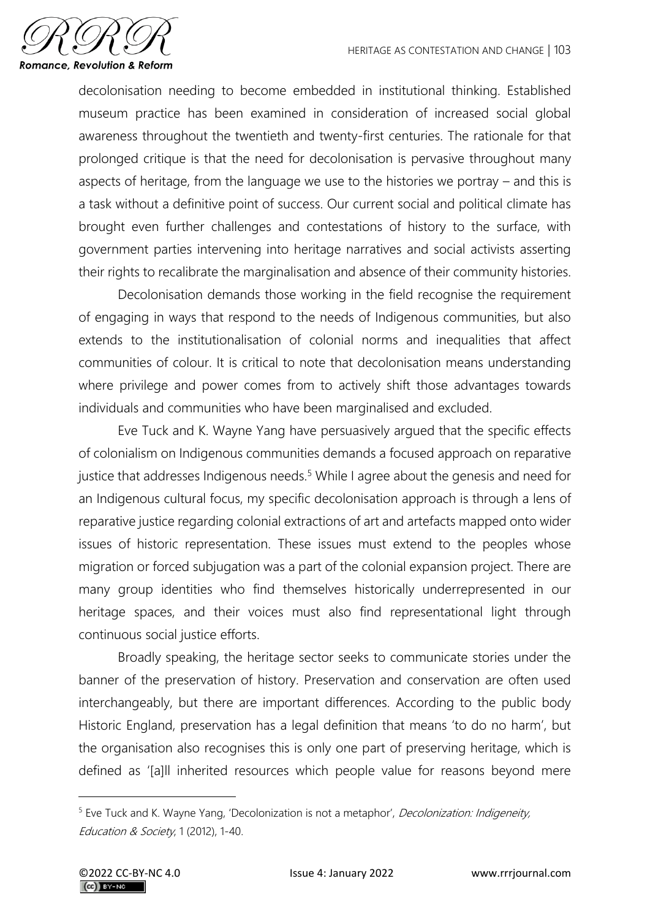decolonisation needing to become embedded in institutional thinking. Established museum practice has been examined in consideration of increased social global awareness throughout the twentieth and twenty-first centuries. The rationale for that prolonged critique is that the need for decolonisation is pervasive throughout many aspects of heritage, from the language we use to the histories we portray – and this is a task without a definitive point of success. Our current social and political climate has brought even further challenges and contestations of history to the surface, with government parties intervening into heritage narratives and social activists asserting their rights to recalibrate the marginalisation and absence of their community histories.

Decolonisation demands those working in the field recognise the requirement of engaging in ways that respond to the needs of Indigenous communities, but also extends to the institutionalisation of colonial norms and inequalities that affect communities of colour. It is critical to note that decolonisation means understanding where privilege and power comes from to actively shift those advantages towards individuals and communities who have been marginalised and excluded.

Eve Tuck and K. Wayne Yang have persuasively argued that the specific effects of colonialism on Indigenous communities demands a focused approach on reparative justice that addresses Indigenous needs.[5] While I agree about the genesis and need for an Indigenous cultural focus, my specific decolonisation approach is through a lens of reparative justice regarding colonial extractions of art and artefacts mapped onto wider issues of historic representation. These issues must extend to the peoples whose migration or forced subjugation was a part of the colonial expansion project. There are many group identities who find themselves historically underrepresented in our heritage spaces, and their voices must also find representational light through continuous social justice efforts.

Broadly speaking, the heritage sector seeks to communicate stories under the banner of the preservation of history. Preservation and conservation are often used interchangeably, but there are important differences. According to the public body Historic England, preservation has a legal definition that means 'to do no harm', but the organisation also recognises this is only one part of preserving heritage, which is defined as '[a]ll inherited resources which people value for reasons beyond mere

[5] Eve Tuck and K. Wayne Yang, 'Decolonization is not a metaphor', *Decolonization: Indigeneity, Education & Society*, 1 (2012), 1-40.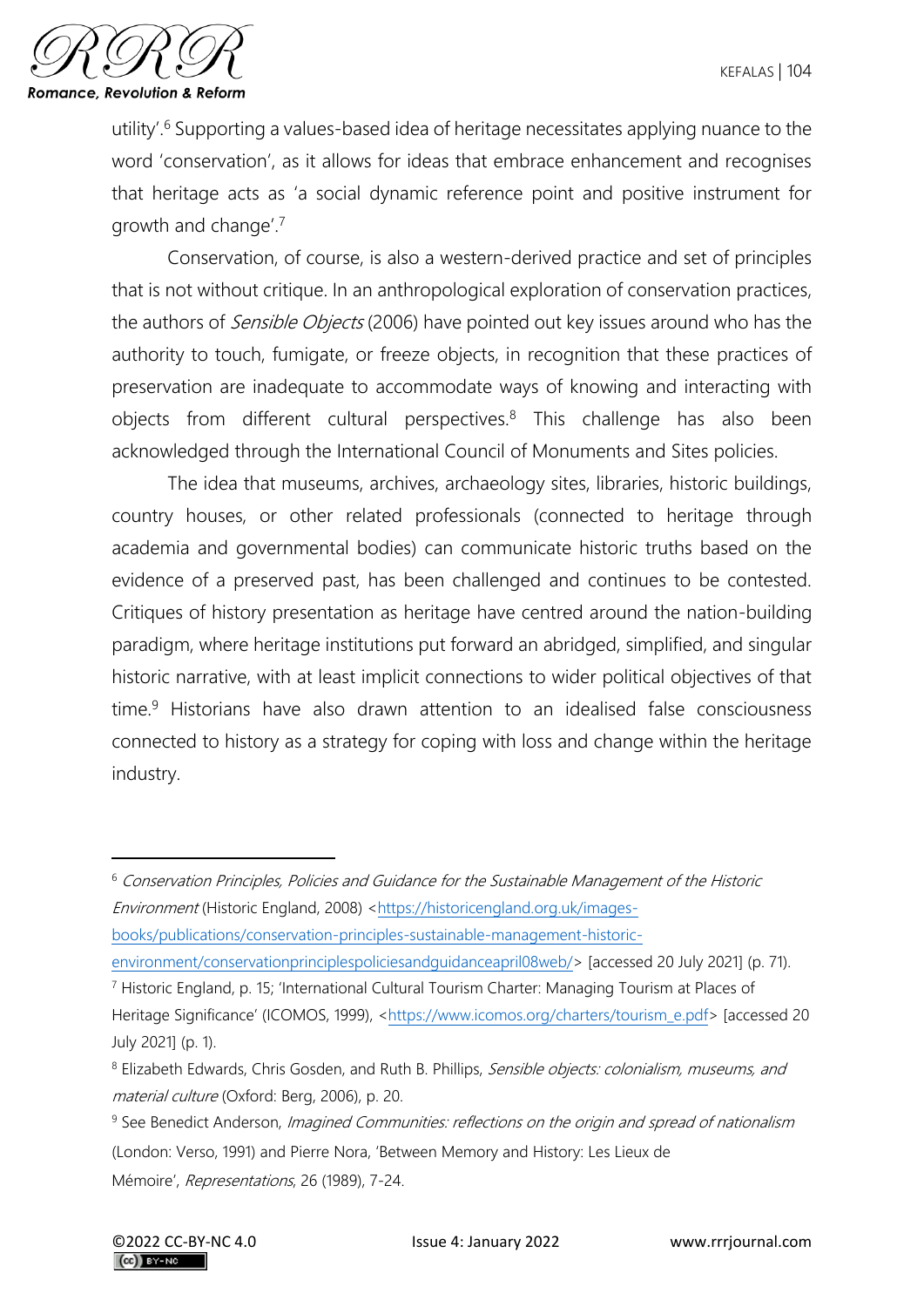utility'.[6] Supporting a values-based idea of heritage necessitates applying nuance to the word 'conservation', as it allows for ideas that embrace enhancement and recognises that heritage acts as 'a social dynamic reference point and positive instrument for growth and change'.[7]

Conservation, of course, is also a western-derived practice and set of principles that is not without critique. In an anthropological exploration of conservation practices, the authors of *Sensible Objects* (2006) have pointed out key issues around who has the authority to touch, fumigate, or freeze objects, in recognition that these practices of preservation are inadequate to accommodate ways of knowing and interacting with objects from different cultural perspectives.[8] This challenge has also been acknowledged through the International Council of Monuments and Sites policies.

The idea that museums, archives, archaeology sites, libraries, historic buildings, country houses, or other related professionals (connected to heritage through academia and governmental bodies) can communicate historic truths based on the evidence of a preserved past, has been challenged and continues to be contested. Critiques of history presentation as heritage have centred around the nation-building paradigm, where heritage institutions put forward an abridged, simplified, and singular historic narrative, with at least implicit connections to wider political objectives of that time.[9] Historians have also drawn attention to an idealised false consciousness connected to history as a strategy for coping with loss and change within the heritage industry.

---

[6] *Conservation Principles, Policies and Guidance for the Sustainable Management of the Historic Environment* (Historic England, 2008) <https://historicengland.org.uk/images-books/publications/conservation-principles-sustainable-management-historic-environment/conservationprinciplespoliciesandguidanceapril08web/> [accessed 20 July 2021] (p. 71).

[7] Historic England, p. 15; 'International Cultural Tourism Charter: Managing Tourism at Places of Heritage Significance' (ICOMOS, 1999), <https://www.icomos.org/charters/tourism_e.pdf> [accessed 20 July 2021] (p. 1).

[8] Elizabeth Edwards, Chris Gosden, and Ruth B. Phillips, *Sensible objects: colonialism, museums, and material culture* (Oxford: Berg, 2006), p. 20.

[9] See Benedict Anderson, *Imagined Communities: reflections on the origin and spread of nationalism* (London: Verso, 1991) and Pierre Nora, 'Between Memory and History: Les Lieux de Mémoire', *Representations*, 26 (1989), 7-24.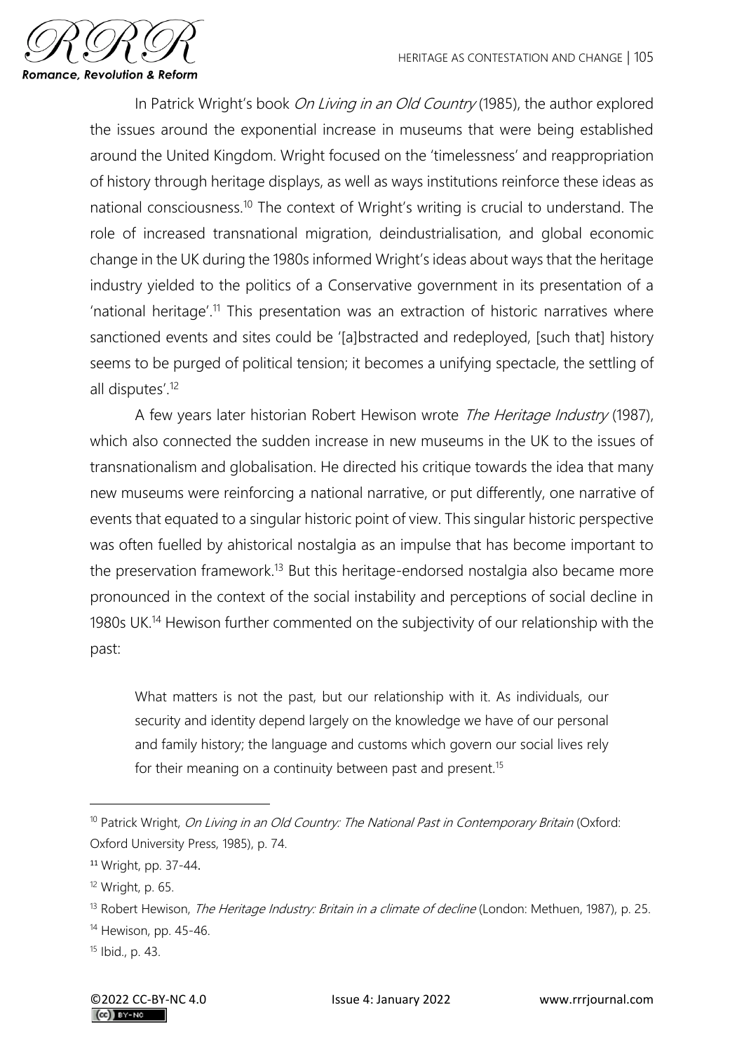In Patrick Wright's book *On Living in an Old Country* (1985), the author explored the issues around the exponential increase in museums that were being established around the United Kingdom. Wright focused on the 'timelessness' and reappropriation of history through heritage displays, as well as ways institutions reinforce these ideas as national consciousness.[10] The context of Wright's writing is crucial to understand. The role of increased transnational migration, deindustrialisation, and global economic change in the UK during the 1980s informed Wright's ideas about ways that the heritage industry yielded to the politics of a Conservative government in its presentation of a 'national heritage'.[11] This presentation was an extraction of historic narratives where sanctioned events and sites could be '[a]bstracted and redeployed, [such that] history seems to be purged of political tension; it becomes a unifying spectacle, the settling of all disputes'.[12]

A few years later historian Robert Hewison wrote *The Heritage Industry* (1987), which also connected the sudden increase in new museums in the UK to the issues of transnationalism and globalisation. He directed his critique towards the idea that many new museums were reinforcing a national narrative, or put differently, one narrative of events that equated to a singular historic point of view. This singular historic perspective was often fuelled by ahistorical nostalgia as an impulse that has become important to the preservation framework.[13] But this heritage-endorsed nostalgia also became more pronounced in the context of the social instability and perceptions of social decline in 1980s UK.[14] Hewison further commented on the subjectivity of our relationship with the past:

> What matters is not the past, but our relationship with it. As individuals, our security and identity depend largely on the knowledge we have of our personal and family history; the language and customs which govern our social lives rely for their meaning on a continuity between past and present.[15]

---

[10] Patrick Wright, *On Living in an Old Country: The National Past in Contemporary Britain* (Oxford: Oxford University Press, 1985), p. 74.

[11] Wright, pp. 37-44.

[12] Wright, p. 65.

[13] Robert Hewison, *The Heritage Industry: Britain in a climate of decline* (London: Methuen, 1987), p. 25.

[14] Hewison, pp. 45-46.

[15] Ibid., p. 43.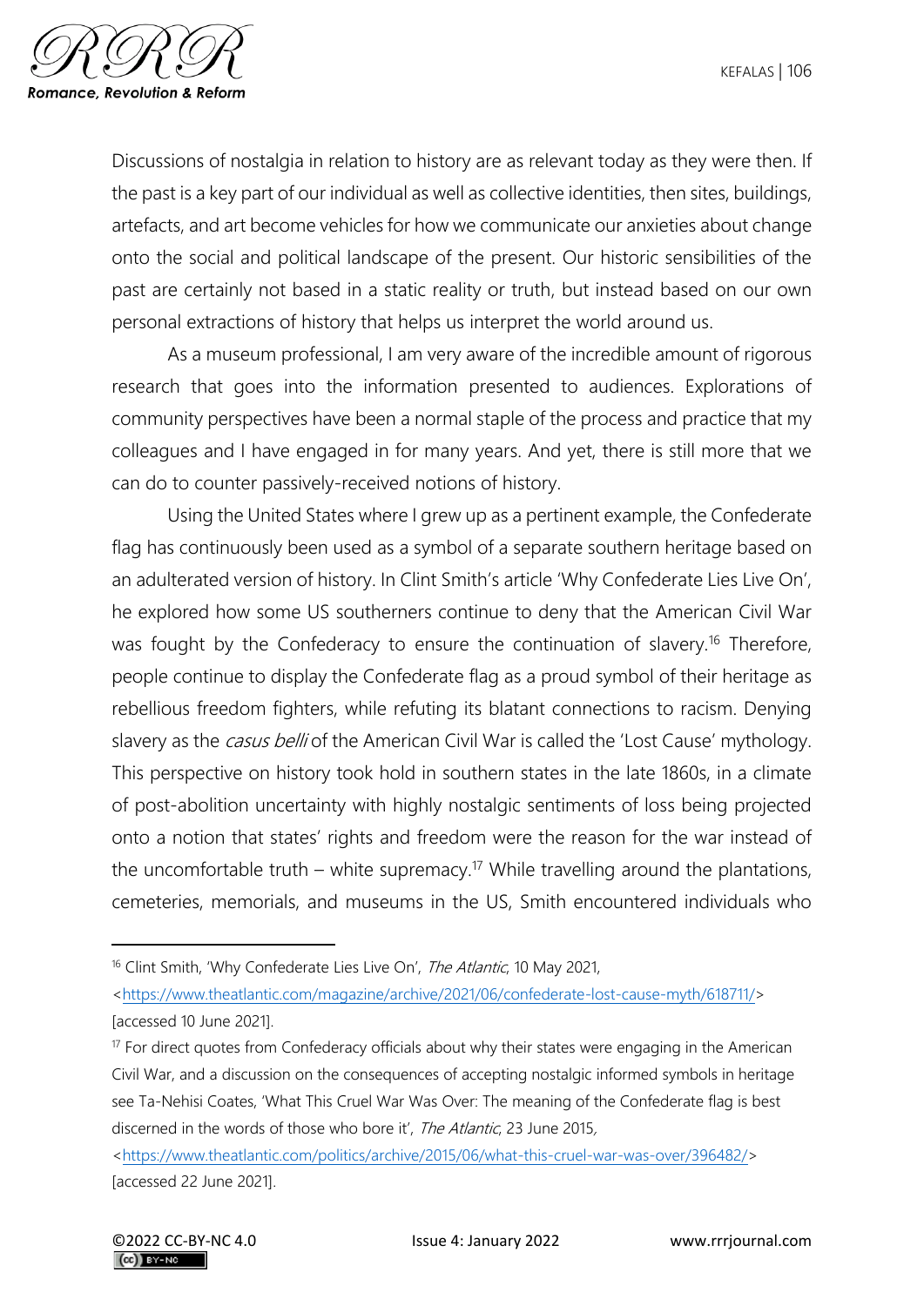Discussions of nostalgia in relation to history are as relevant today as they were then. If the past is a key part of our individual as well as collective identities, then sites, buildings, artefacts, and art become vehicles for how we communicate our anxieties about change onto the social and political landscape of the present. Our historic sensibilities of the past are certainly not based in a static reality or truth, but instead based on our own personal extractions of history that helps us interpret the world around us.

As a museum professional, I am very aware of the incredible amount of rigorous research that goes into the information presented to audiences. Explorations of community perspectives have been a normal staple of the process and practice that my colleagues and I have engaged in for many years. And yet, there is still more that we can do to counter passively-received notions of history.

Using the United States where I grew up as a pertinent example, the Confederate flag has continuously been used as a symbol of a separate southern heritage based on an adulterated version of history. In Clint Smith's article 'Why Confederate Lies Live On', he explored how some US southerners continue to deny that the American Civil War was fought by the Confederacy to ensure the continuation of slavery.[16] Therefore, people continue to display the Confederate flag as a proud symbol of their heritage as rebellious freedom fighters, while refuting its blatant connections to racism. Denying slavery as the *casus belli* of the American Civil War is called the 'Lost Cause' mythology. This perspective on history took hold in southern states in the late 1860s, in a climate of post-abolition uncertainty with highly nostalgic sentiments of loss being projected onto a notion that states' rights and freedom were the reason for the war instead of the uncomfortable truth – white supremacy.[17] While travelling around the plantations, cemeteries, memorials, and museums in the US, Smith encountered individuals who

---

[16] Clint Smith, 'Why Confederate Lies Live On', *The Atlantic*, 10 May 2021, <https://www.theatlantic.com/magazine/archive/2021/06/confederate-lost-cause-myth/618711/> [accessed 10 June 2021].

[17] For direct quotes from Confederacy officials about why their states were engaging in the American Civil War, and a discussion on the consequences of accepting nostalgic informed symbols in heritage see Ta-Nehisi Coates, 'What This Cruel War Was Over: The meaning of the Confederate flag is best discerned in the words of those who bore it', *The Atlantic*, 23 June 2015, <https://www.theatlantic.com/politics/archive/2015/06/what-this-cruel-war-was-over/396482/> [accessed 22 June 2021].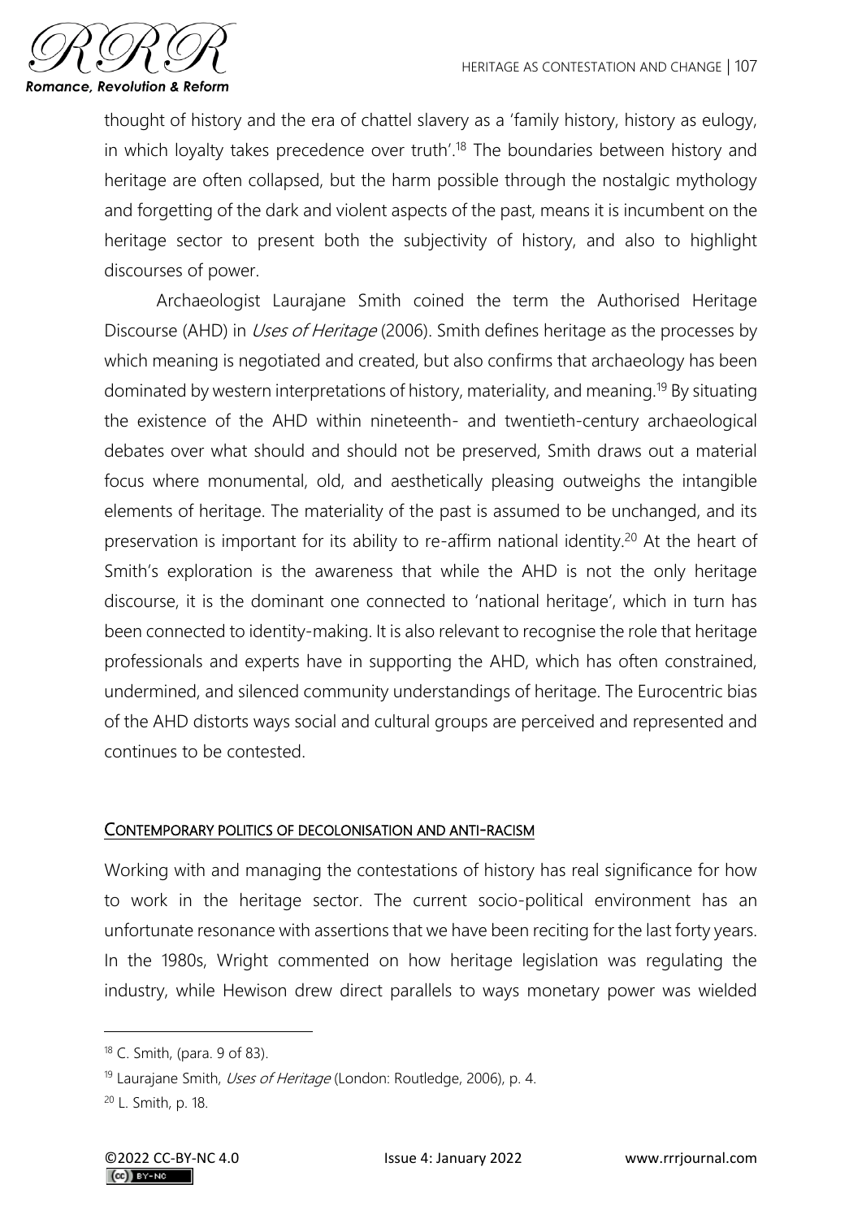thought of history and the era of chattel slavery as a 'family history, history as eulogy, in which loyalty takes precedence over truth'.[18] The boundaries between history and heritage are often collapsed, but the harm possible through the nostalgic mythology and forgetting of the dark and violent aspects of the past, means it is incumbent on the heritage sector to present both the subjectivity of history, and also to highlight discourses of power.

Archaeologist Laurajane Smith coined the term the Authorised Heritage Discourse (AHD) in *Uses of Heritage* (2006). Smith defines heritage as the processes by which meaning is negotiated and created, but also confirms that archaeology has been dominated by western interpretations of history, materiality, and meaning.[19] By situating the existence of the AHD within nineteenth- and twentieth-century archaeological debates over what should and should not be preserved, Smith draws out a material focus where monumental, old, and aesthetically pleasing outweighs the intangible elements of heritage. The materiality of the past is assumed to be unchanged, and its preservation is important for its ability to re-affirm national identity.[20] At the heart of Smith's exploration is the awareness that while the AHD is not the only heritage discourse, it is the dominant one connected to 'national heritage', which in turn has been connected to identity-making. It is also relevant to recognise the role that heritage professionals and experts have in supporting the AHD, which has often constrained, undermined, and silenced community understandings of heritage. The Eurocentric bias of the AHD distorts ways social and cultural groups are perceived and represented and continues to be contested.

## CONTEMPORARY POLITICS OF DECOLONISATION AND ANTI-RACISM

Working with and managing the contestations of history has real significance for how to work in the heritage sector. The current socio-political environment has an unfortunate resonance with assertions that we have been reciting for the last forty years. In the 1980s, Wright commented on how heritage legislation was regulating the industry, while Hewison drew direct parallels to ways monetary power was wielded

---

[18] C. Smith, (para. 9 of 83).

[19] Laurajane Smith, *Uses of Heritage* (London: Routledge, 2006), p. 4.

[20] L. Smith, p. 18.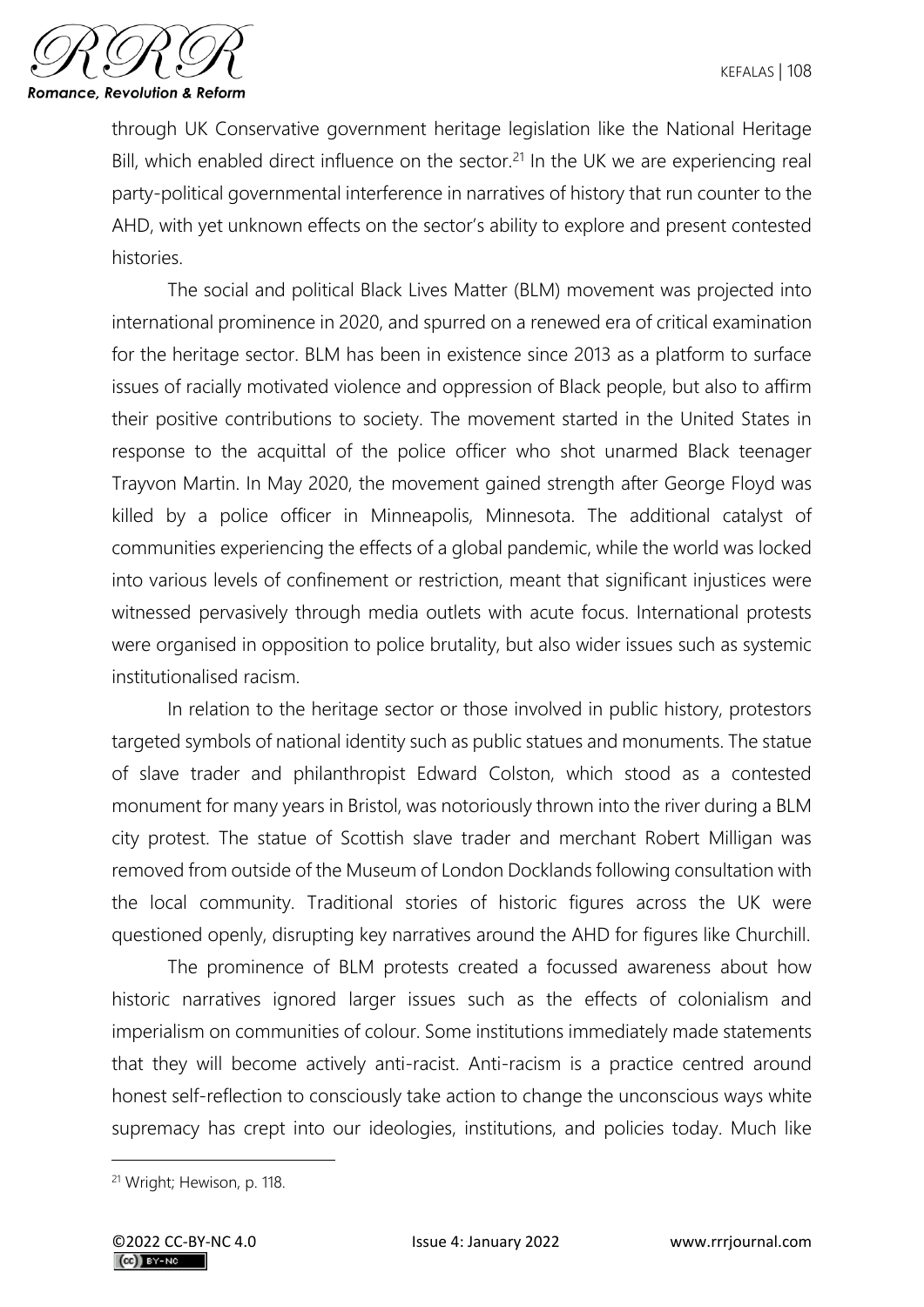through UK Conservative government heritage legislation like the National Heritage Bill, which enabled direct influence on the sector.[21] In the UK we are experiencing real party-political governmental interference in narratives of history that run counter to the AHD, with yet unknown effects on the sector's ability to explore and present contested histories.

The social and political Black Lives Matter (BLM) movement was projected into international prominence in 2020, and spurred on a renewed era of critical examination for the heritage sector. BLM has been in existence since 2013 as a platform to surface issues of racially motivated violence and oppression of Black people, but also to affirm their positive contributions to society. The movement started in the United States in response to the acquittal of the police officer who shot unarmed Black teenager Trayvon Martin. In May 2020, the movement gained strength after George Floyd was killed by a police officer in Minneapolis, Minnesota. The additional catalyst of communities experiencing the effects of a global pandemic, while the world was locked into various levels of confinement or restriction, meant that significant injustices were witnessed pervasively through media outlets with acute focus. International protests were organised in opposition to police brutality, but also wider issues such as systemic institutionalised racism.

In relation to the heritage sector or those involved in public history, protestors targeted symbols of national identity such as public statues and monuments. The statue of slave trader and philanthropist Edward Colston, which stood as a contested monument for many years in Bristol, was notoriously thrown into the river during a BLM city protest. The statue of Scottish slave trader and merchant Robert Milligan was removed from outside of the Museum of London Docklands following consultation with the local community. Traditional stories of historic figures across the UK were questioned openly, disrupting key narratives around the AHD for figures like Churchill.

The prominence of BLM protests created a focussed awareness about how historic narratives ignored larger issues such as the effects of colonialism and imperialism on communities of colour. Some institutions immediately made statements that they will become actively anti-racist. Anti-racism is a practice centred around honest self-reflection to consciously take action to change the unconscious ways white supremacy has crept into our ideologies, institutions, and policies today. Much like

[21] Wright; Hewison, p. 118.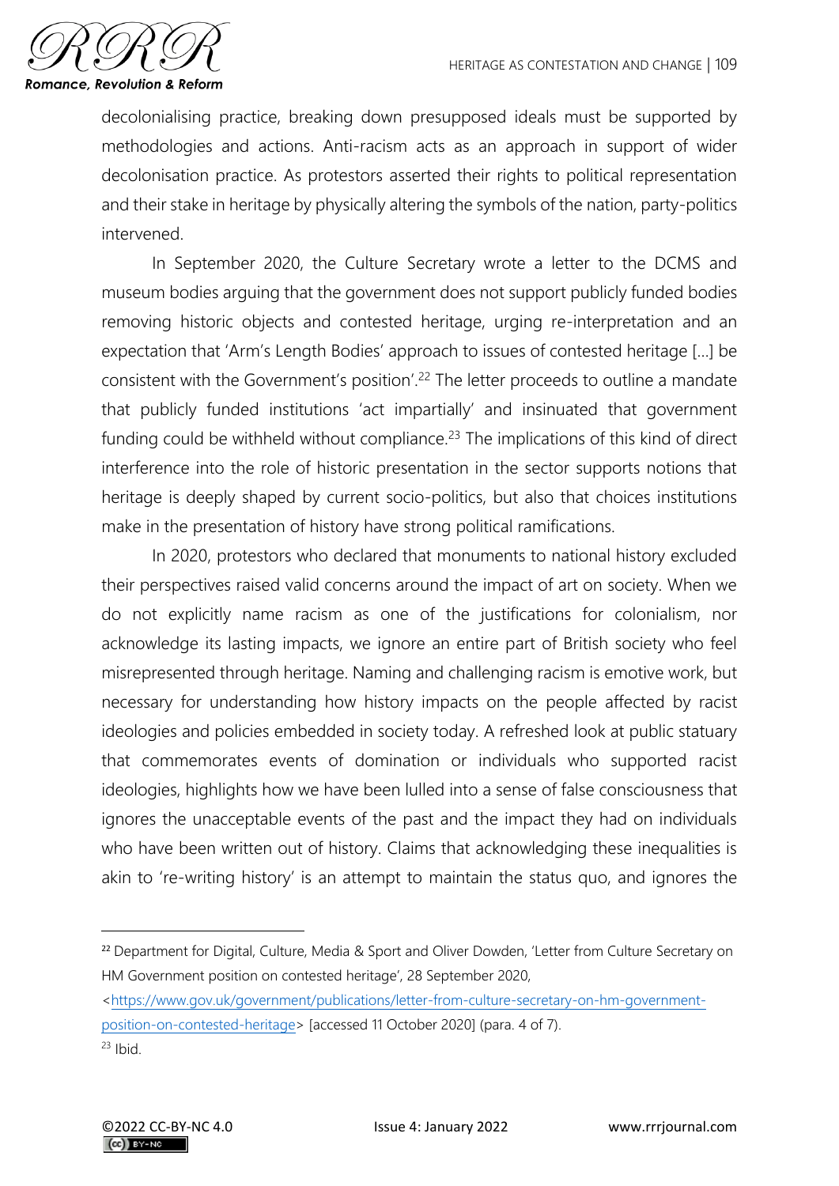decolonialising practice, breaking down presupposed ideals must be supported by methodologies and actions. Anti-racism acts as an approach in support of wider decolonisation practice. As protestors asserted their rights to political representation and their stake in heritage by physically altering the symbols of the nation, party-politics intervened.

In September 2020, the Culture Secretary wrote a letter to the DCMS and museum bodies arguing that the government does not support publicly funded bodies removing historic objects and contested heritage, urging re-interpretation and an expectation that 'Arm's Length Bodies' approach to issues of contested heritage [...] be consistent with the Government's position'.[22] The letter proceeds to outline a mandate that publicly funded institutions 'act impartially' and insinuated that government funding could be withheld without compliance.[23] The implications of this kind of direct interference into the role of historic presentation in the sector supports notions that heritage is deeply shaped by current socio-politics, but also that choices institutions make in the presentation of history have strong political ramifications.

In 2020, protestors who declared that monuments to national history excluded their perspectives raised valid concerns around the impact of art on society. When we do not explicitly name racism as one of the justifications for colonialism, nor acknowledge its lasting impacts, we ignore an entire part of British society who feel misrepresented through heritage. Naming and challenging racism is emotive work, but necessary for understanding how history impacts on the people affected by racist ideologies and policies embedded in society today. A refreshed look at public statuary that commemorates events of domination or individuals who supported racist ideologies, highlights how we have been lulled into a sense of false consciousness that ignores the unacceptable events of the past and the impact they had on individuals who have been written out of history. Claims that acknowledging these inequalities is akin to 're-writing history' is an attempt to maintain the status quo, and ignores the

---

[22] Department for Digital, Culture, Media & Sport and Oliver Dowden, 'Letter from Culture Secretary on HM Government position on contested heritage', 28 September 2020, <https://www.gov.uk/government/publications/letter-from-culture-secretary-on-hm-government-position-on-contested-heritage> [accessed 11 October 2020] (para. 4 of 7).

[23] Ibid.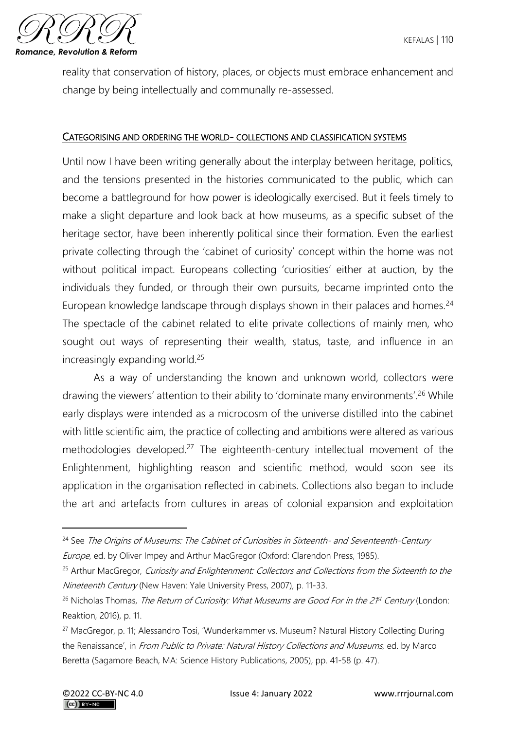reality that conservation of history, places, or objects must embrace enhancement and change by being intellectually and communally re-assessed.

## CATEGORISING AND ORDERING THE WORLD- COLLECTIONS AND CLASSIFICATION SYSTEMS

Until now I have been writing generally about the interplay between heritage, politics, and the tensions presented in the histories communicated to the public, which can become a battleground for how power is ideologically exercised. But it feels timely to make a slight departure and look back at how museums, as a specific subset of the heritage sector, have been inherently political since their formation. Even the earliest private collecting through the 'cabinet of curiosity' concept within the home was not without political impact. Europeans collecting 'curiosities' either at auction, by the individuals they funded, or through their own pursuits, became imprinted onto the European knowledge landscape through displays shown in their palaces and homes.[24] The spectacle of the cabinet related to elite private collections of mainly men, who sought out ways of representing their wealth, status, taste, and influence in an increasingly expanding world.[25]

As a way of understanding the known and unknown world, collectors were drawing the viewers' attention to their ability to 'dominate many environments'.[26] While early displays were intended as a microcosm of the universe distilled into the cabinet with little scientific aim, the practice of collecting and ambitions were altered as various methodologies developed.[27] The eighteenth-century intellectual movement of the Enlightenment, highlighting reason and scientific method, would soon see its application in the organisation reflected in cabinets. Collections also began to include the art and artefacts from cultures in areas of colonial expansion and exploitation

---

[24] See *The Origins of Museums: The Cabinet of Curiosities in Sixteenth- and Seventeenth-Century Europe*, ed. by Oliver Impey and Arthur MacGregor (Oxford: Clarendon Press, 1985).

[25] Arthur MacGregor, *Curiosity and Enlightenment: Collectors and Collections from the Sixteenth to the Nineteenth Century* (New Haven: Yale University Press, 2007), p. 11-33.

[26] Nicholas Thomas, *The Return of Curiosity: What Museums are Good For in the 21st Century* (London: Reaktion, 2016), p. 11.

[27] MacGregor, p. 11; Alessandro Tosi, 'Wunderkammer vs. Museum? Natural History Collecting During the Renaissance', in *From Public to Private: Natural History Collections and Museums*, ed. by Marco Beretta (Sagamore Beach, MA: Science History Publications, 2005), pp. 41-58 (p. 47).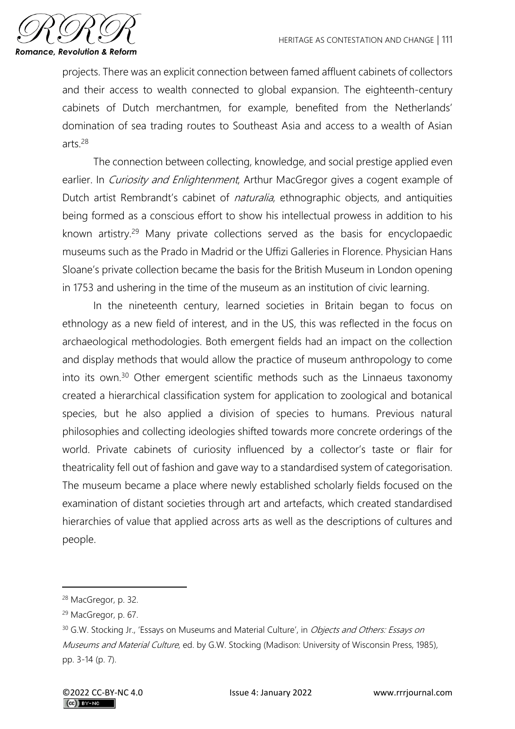projects. There was an explicit connection between famed affluent cabinets of collectors and their access to wealth connected to global expansion. The eighteenth-century cabinets of Dutch merchantmen, for example, benefited from the Netherlands' domination of sea trading routes to Southeast Asia and access to a wealth of Asian arts.[28]

The connection between collecting, knowledge, and social prestige applied even earlier. In *Curiosity and Enlightenment*, Arthur MacGregor gives a cogent example of Dutch artist Rembrandt's cabinet of *naturalia*, ethnographic objects, and antiquities being formed as a conscious effort to show his intellectual prowess in addition to his known artistry.[29] Many private collections served as the basis for encyclopaedic museums such as the Prado in Madrid or the Uffizi Galleries in Florence. Physician Hans Sloane's private collection became the basis for the British Museum in London opening in 1753 and ushering in the time of the museum as an institution of civic learning.

In the nineteenth century, learned societies in Britain began to focus on ethnology as a new field of interest, and in the US, this was reflected in the focus on archaeological methodologies. Both emergent fields had an impact on the collection and display methods that would allow the practice of museum anthropology to come into its own.[30] Other emergent scientific methods such as the Linnaeus taxonomy created a hierarchical classification system for application to zoological and botanical species, but he also applied a division of species to humans. Previous natural philosophies and collecting ideologies shifted towards more concrete orderings of the world. Private cabinets of curiosity influenced by a collector's taste or flair for theatricality fell out of fashion and gave way to a standardised system of categorisation. The museum became a place where newly established scholarly fields focused on the examination of distant societies through art and artefacts, which created standardised hierarchies of value that applied across arts as well as the descriptions of cultures and people.

---

[28] MacGregor, p. 32.

[29] MacGregor, p. 67.

[30] G.W. Stocking Jr., 'Essays on Museums and Material Culture', in *Objects and Others: Essays on Museums and Material Culture*, ed. by G.W. Stocking (Madison: University of Wisconsin Press, 1985), pp. 3-14 (p. 7).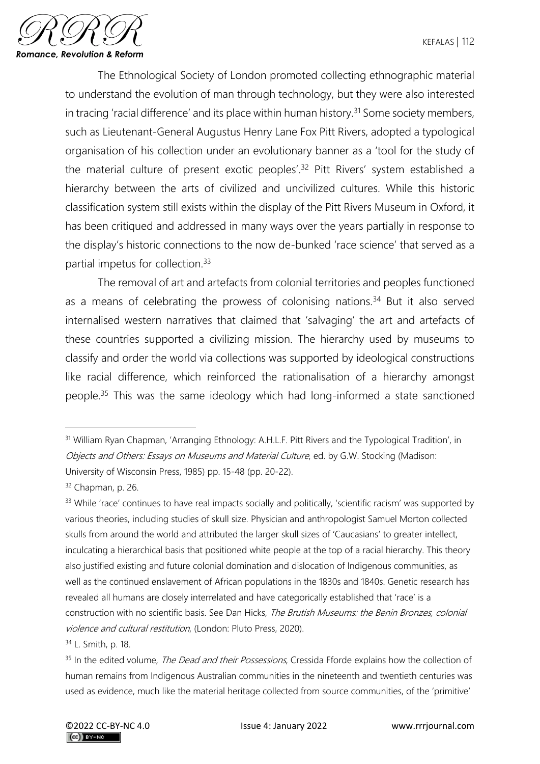The Ethnological Society of London promoted collecting ethnographic material to understand the evolution of man through technology, but they were also interested in tracing 'racial difference' and its place within human history.[31] Some society members, such as Lieutenant-General Augustus Henry Lane Fox Pitt Rivers, adopted a typological organisation of his collection under an evolutionary banner as a 'tool for the study of the material culture of present exotic peoples'.[32] Pitt Rivers' system established a hierarchy between the arts of civilized and uncivilized cultures. While this historic classification system still exists within the display of the Pitt Rivers Museum in Oxford, it has been critiqued and addressed in many ways over the years partially in response to the display's historic connections to the now de-bunked 'race science' that served as a partial impetus for collection.[33]

The removal of art and artefacts from colonial territories and peoples functioned as a means of celebrating the prowess of colonising nations.[34] But it also served internalised western narratives that claimed that 'salvaging' the art and artefacts of these countries supported a civilizing mission. The hierarchy used by museums to classify and order the world via collections was supported by ideological constructions like racial difference, which reinforced the rationalisation of a hierarchy amongst people.[35] This was the same ideology which had long-informed a state sanctioned

---

[31] William Ryan Chapman, 'Arranging Ethnology: A.H.L.F. Pitt Rivers and the Typological Tradition', in *Objects and Others: Essays on Museums and Material Culture*, ed. by G.W. Stocking (Madison: University of Wisconsin Press, 1985) pp. 15-48 (pp. 20-22).

[32] Chapman, p. 26.

[33] While 'race' continues to have real impacts socially and politically, 'scientific racism' was supported by various theories, including studies of skull size. Physician and anthropologist Samuel Morton collected skulls from around the world and attributed the larger skull sizes of 'Caucasians' to greater intellect, inculcating a hierarchical basis that positioned white people at the top of a racial hierarchy. This theory also justified existing and future colonial domination and dislocation of Indigenous communities, as well as the continued enslavement of African populations in the 1830s and 1840s. Genetic research has revealed all humans are closely interrelated and have categorically established that 'race' is a construction with no scientific basis. See Dan Hicks, *The Brutish Museums: the Benin Bronzes, colonial violence and cultural restitution*, (London: Pluto Press, 2020).

[34] L. Smith, p. 18.

[35] In the edited volume, *The Dead and their Possessions*, Cressida Fforde explains how the collection of human remains from Indigenous Australian communities in the nineteenth and twentieth centuries was used as evidence, much like the material heritage collected from source communities, of the 'primitive'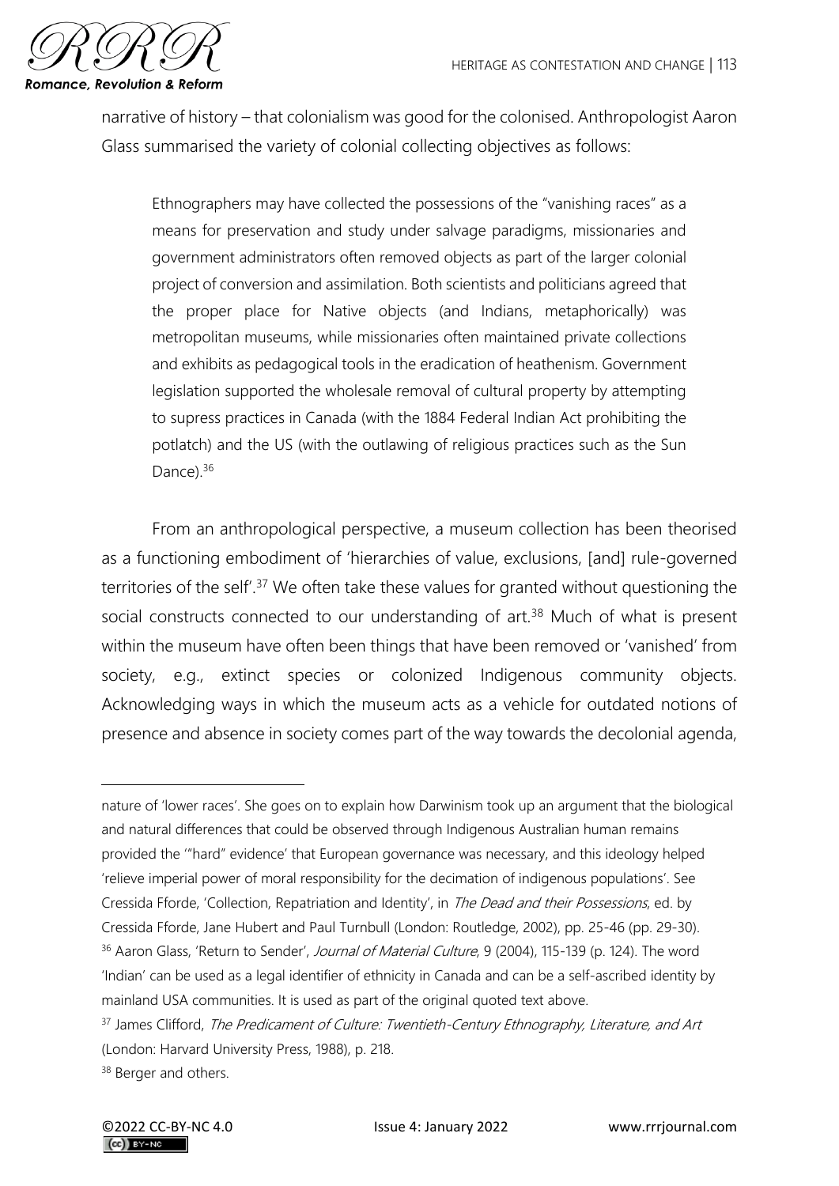narrative of history – that colonialism was good for the colonised. Anthropologist Aaron Glass summarised the variety of colonial collecting objectives as follows:

> Ethnographers may have collected the possessions of the "vanishing races" as a means for preservation and study under salvage paradigms, missionaries and government administrators often removed objects as part of the larger colonial project of conversion and assimilation. Both scientists and politicians agreed that the proper place for Native objects (and Indians, metaphorically) was metropolitan museums, while missionaries often maintained private collections and exhibits as pedagogical tools in the eradication of heathenism. Government legislation supported the wholesale removal of cultural property by attempting to supress practices in Canada (with the 1884 Federal Indian Act prohibiting the potlatch) and the US (with the outlawing of religious practices such as the Sun Dance).[36]

From an anthropological perspective, a museum collection has been theorised as a functioning embodiment of 'hierarchies of value, exclusions, [and] rule-governed territories of the self'.[37] We often take these values for granted without questioning the social constructs connected to our understanding of art.[38] Much of what is present within the museum have often been things that have been removed or 'vanished' from society, e.g., extinct species or colonized Indigenous community objects. Acknowledging ways in which the museum acts as a vehicle for outdated notions of presence and absence in society comes part of the way towards the decolonial agenda,

---

nature of 'lower races'. She goes on to explain how Darwinism took up an argument that the biological and natural differences that could be observed through Indigenous Australian human remains provided the '"hard" evidence' that European governance was necessary, and this ideology helped 'relieve imperial power of moral responsibility for the decimation of indigenous populations'. See Cressida Fforde, 'Collection, Repatriation and Identity', in *The Dead and their Possessions*, ed. by Cressida Fforde, Jane Hubert and Paul Turnbull (London: Routledge, 2002), pp. 25-46 (pp. 29-30).

[36] Aaron Glass, 'Return to Sender', *Journal of Material Culture*, 9 (2004), 115-139 (p. 124). The word 'Indian' can be used as a legal identifier of ethnicity in Canada and can be a self-ascribed identity by mainland USA communities. It is used as part of the original quoted text above.

[37] James Clifford, *The Predicament of Culture: Twentieth-Century Ethnography, Literature, and Art* (London: Harvard University Press, 1988), p. 218.

[38] Berger and others.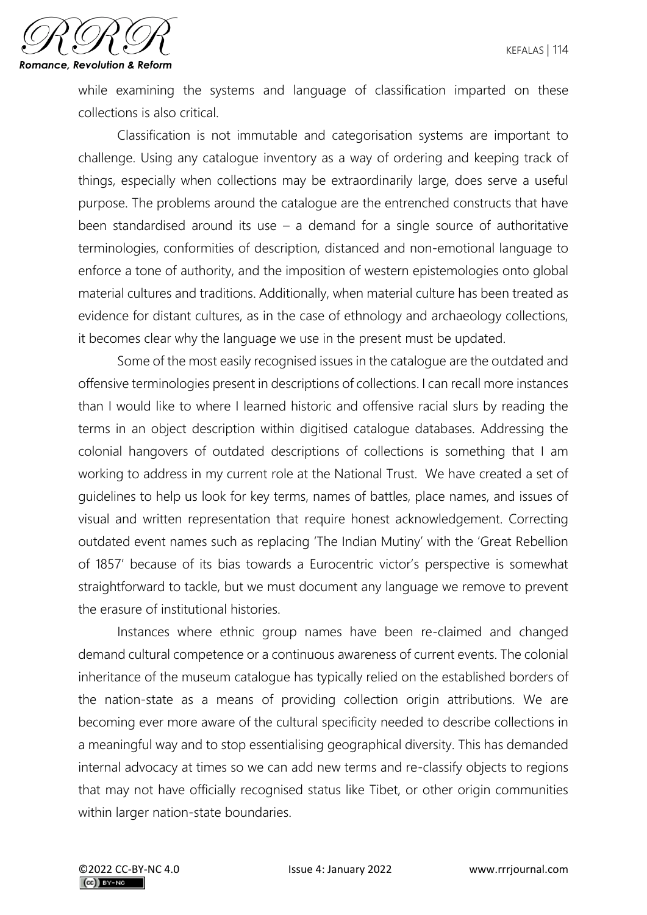while examining the systems and language of classification imparted on these collections is also critical.

Classification is not immutable and categorisation systems are important to challenge. Using any catalogue inventory as a way of ordering and keeping track of things, especially when collections may be extraordinarily large, does serve a useful purpose. The problems around the catalogue are the entrenched constructs that have been standardised around its use – a demand for a single source of authoritative terminologies, conformities of description, distanced and non-emotional language to enforce a tone of authority, and the imposition of western epistemologies onto global material cultures and traditions. Additionally, when material culture has been treated as evidence for distant cultures, as in the case of ethnology and archaeology collections, it becomes clear why the language we use in the present must be updated.

Some of the most easily recognised issues in the catalogue are the outdated and offensive terminologies present in descriptions of collections. I can recall more instances than I would like to where I learned historic and offensive racial slurs by reading the terms in an object description within digitised catalogue databases. Addressing the colonial hangovers of outdated descriptions of collections is something that I am working to address in my current role at the National Trust. We have created a set of guidelines to help us look for key terms, names of battles, place names, and issues of visual and written representation that require honest acknowledgement. Correcting outdated event names such as replacing 'The Indian Mutiny' with the 'Great Rebellion of 1857' because of its bias towards a Eurocentric victor's perspective is somewhat straightforward to tackle, but we must document any language we remove to prevent the erasure of institutional histories.

Instances where ethnic group names have been re-claimed and changed demand cultural competence or a continuous awareness of current events. The colonial inheritance of the museum catalogue has typically relied on the established borders of the nation-state as a means of providing collection origin attributions. We are becoming ever more aware of the cultural specificity needed to describe collections in a meaningful way and to stop essentialising geographical diversity. This has demanded internal advocacy at times so we can add new terms and re-classify objects to regions that may not have officially recognised status like Tibet, or other origin communities within larger nation-state boundaries.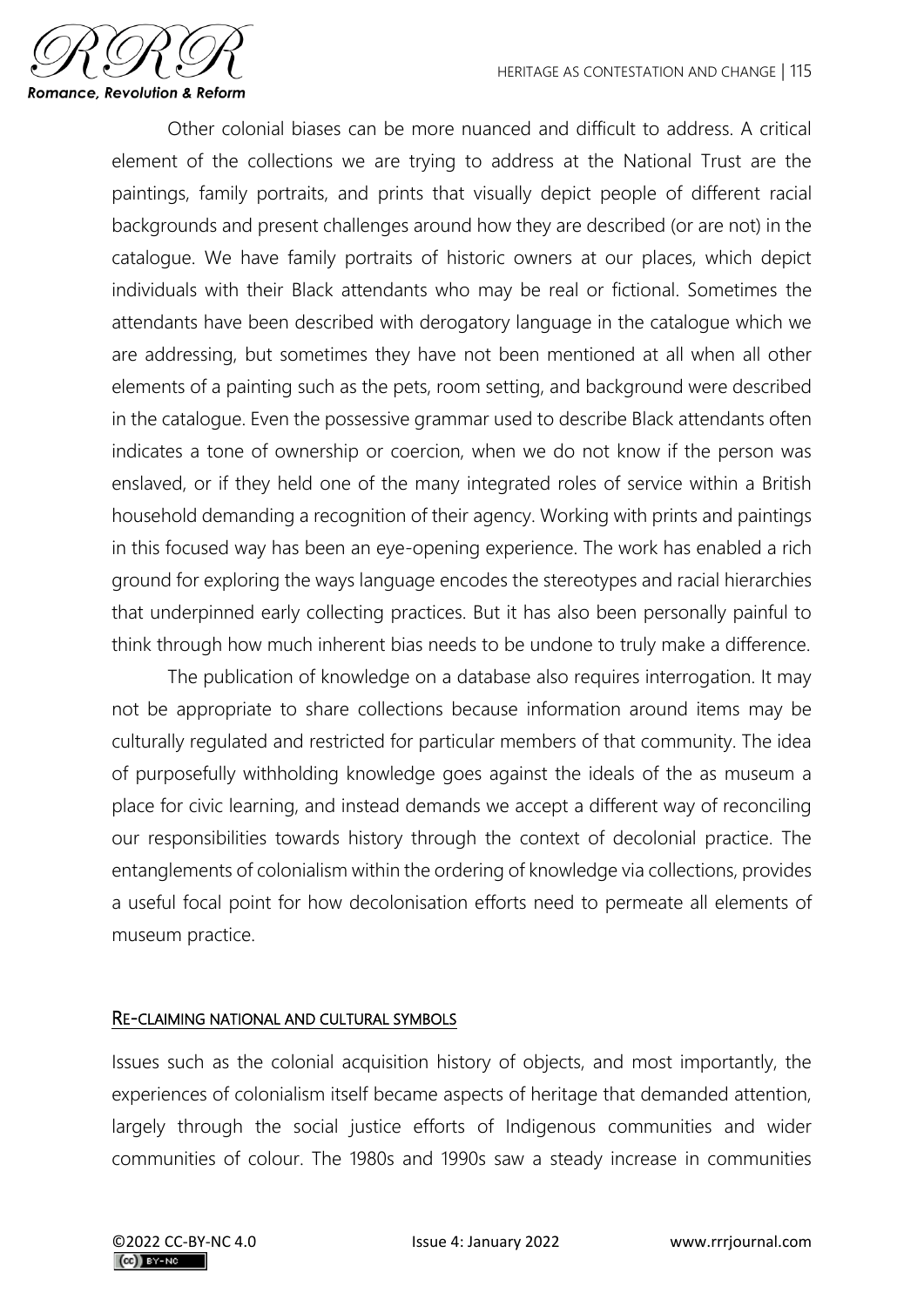Other colonial biases can be more nuanced and difficult to address. A critical element of the collections we are trying to address at the National Trust are the paintings, family portraits, and prints that visually depict people of different racial backgrounds and present challenges around how they are described (or are not) in the catalogue. We have family portraits of historic owners at our places, which depict individuals with their Black attendants who may be real or fictional. Sometimes the attendants have been described with derogatory language in the catalogue which we are addressing, but sometimes they have not been mentioned at all when all other elements of a painting such as the pets, room setting, and background were described in the catalogue. Even the possessive grammar used to describe Black attendants often indicates a tone of ownership or coercion, when we do not know if the person was enslaved, or if they held one of the many integrated roles of service within a British household demanding a recognition of their agency. Working with prints and paintings in this focused way has been an eye-opening experience. The work has enabled a rich ground for exploring the ways language encodes the stereotypes and racial hierarchies that underpinned early collecting practices. But it has also been personally painful to think through how much inherent bias needs to be undone to truly make a difference.

The publication of knowledge on a database also requires interrogation. It may not be appropriate to share collections because information around items may be culturally regulated and restricted for particular members of that community. The idea of purposefully withholding knowledge goes against the ideals of the as museum a place for civic learning, and instead demands we accept a different way of reconciling our responsibilities towards history through the context of decolonial practice. The entanglements of colonialism within the ordering of knowledge via collections, provides a useful focal point for how decolonisation efforts need to permeate all elements of museum practice.

## Re-claiming national and cultural symbols

Issues such as the colonial acquisition history of objects, and most importantly, the experiences of colonialism itself became aspects of heritage that demanded attention, largely through the social justice efforts of Indigenous communities and wider communities of colour. The 1980s and 1990s saw a steady increase in communities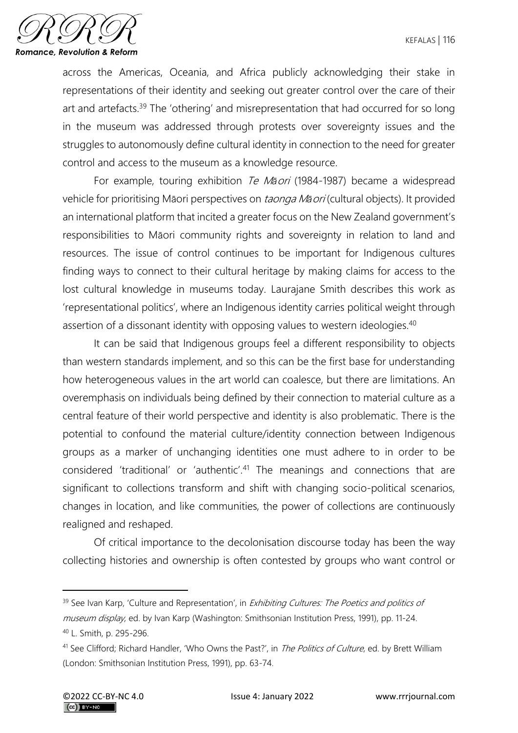across the Americas, Oceania, and Africa publicly acknowledging their stake in representations of their identity and seeking out greater control over the care of their art and artefacts.[39] The 'othering' and misrepresentation that had occurred for so long in the museum was addressed through protests over sovereignty issues and the struggles to autonomously define cultural identity in connection to the need for greater control and access to the museum as a knowledge resource.

For example, touring exhibition *Te Māori* (1984-1987) became a widespread vehicle for prioritising Māori perspectives on *taonga Māori* (cultural objects). It provided an international platform that incited a greater focus on the New Zealand government's responsibilities to Māori community rights and sovereignty in relation to land and resources. The issue of control continues to be important for Indigenous cultures finding ways to connect to their cultural heritage by making claims for access to the lost cultural knowledge in museums today. Laurajane Smith describes this work as 'representational politics', where an Indigenous identity carries political weight through assertion of a dissonant identity with opposing values to western ideologies.[40]

It can be said that Indigenous groups feel a different responsibility to objects than western standards implement, and so this can be the first base for understanding how heterogeneous values in the art world can coalesce, but there are limitations. An overemphasis on individuals being defined by their connection to material culture as a central feature of their world perspective and identity is also problematic. There is the potential to confound the material culture/identity connection between Indigenous groups as a marker of unchanging identities one must adhere to in order to be considered 'traditional' or 'authentic'.[41] The meanings and connections that are significant to collections transform and shift with changing socio-political scenarios, changes in location, and like communities, the power of collections are continuously realigned and reshaped.

Of critical importance to the decolonisation discourse today has been the way collecting histories and ownership is often contested by groups who want control or

---

[39] See Ivan Karp, 'Culture and Representation', in *Exhibiting Cultures: The Poetics and politics of museum display*, ed. by Ivan Karp (Washington: Smithsonian Institution Press, 1991), pp. 11-24.

[40] L. Smith, p. 295-296.

[41] See Clifford; Richard Handler, 'Who Owns the Past?', in *The Politics of Culture*, ed. by Brett William (London: Smithsonian Institution Press, 1991), pp. 63-74.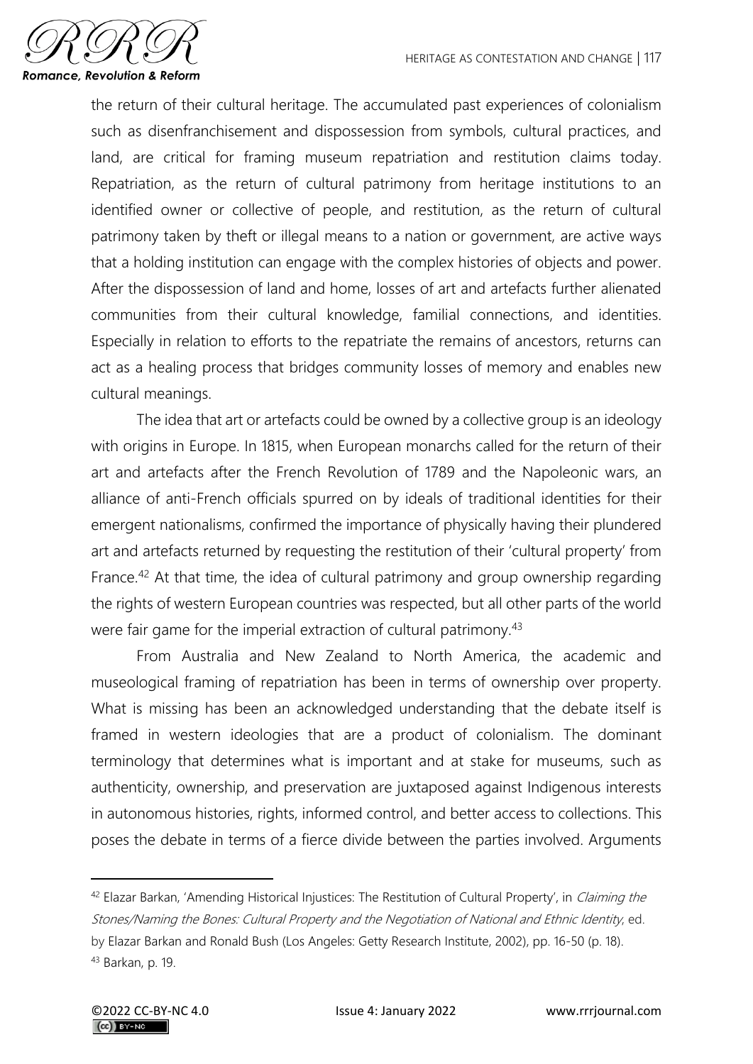the return of their cultural heritage. The accumulated past experiences of colonialism such as disenfranchisement and dispossession from symbols, cultural practices, and land, are critical for framing museum repatriation and restitution claims today. Repatriation, as the return of cultural patrimony from heritage institutions to an identified owner or collective of people, and restitution, as the return of cultural patrimony taken by theft or illegal means to a nation or government, are active ways that a holding institution can engage with the complex histories of objects and power. After the dispossession of land and home, losses of art and artefacts further alienated communities from their cultural knowledge, familial connections, and identities. Especially in relation to efforts to the repatriate the remains of ancestors, returns can act as a healing process that bridges community losses of memory and enables new cultural meanings.

The idea that art or artefacts could be owned by a collective group is an ideology with origins in Europe. In 1815, when European monarchs called for the return of their art and artefacts after the French Revolution of 1789 and the Napoleonic wars, an alliance of anti-French officials spurred on by ideals of traditional identities for their emergent nationalisms, confirmed the importance of physically having their plundered art and artefacts returned by requesting the restitution of their 'cultural property' from France.[42] At that time, the idea of cultural patrimony and group ownership regarding the rights of western European countries was respected, but all other parts of the world were fair game for the imperial extraction of cultural patrimony.[43]

From Australia and New Zealand to North America, the academic and museological framing of repatriation has been in terms of ownership over property. What is missing has been an acknowledged understanding that the debate itself is framed in western ideologies that are a product of colonialism. The dominant terminology that determines what is important and at stake for museums, such as authenticity, ownership, and preservation are juxtaposed against Indigenous interests in autonomous histories, rights, informed control, and better access to collections. This poses the debate in terms of a fierce divide between the parties involved. Arguments

---

[42] Elazar Barkan, 'Amending Historical Injustices: The Restitution of Cultural Property', in *Claiming the Stones/Naming the Bones: Cultural Property and the Negotiation of National and Ethnic Identity*, ed. by Elazar Barkan and Ronald Bush (Los Angeles: Getty Research Institute, 2002), pp. 16-50 (p. 18).

[43] Barkan, p. 19.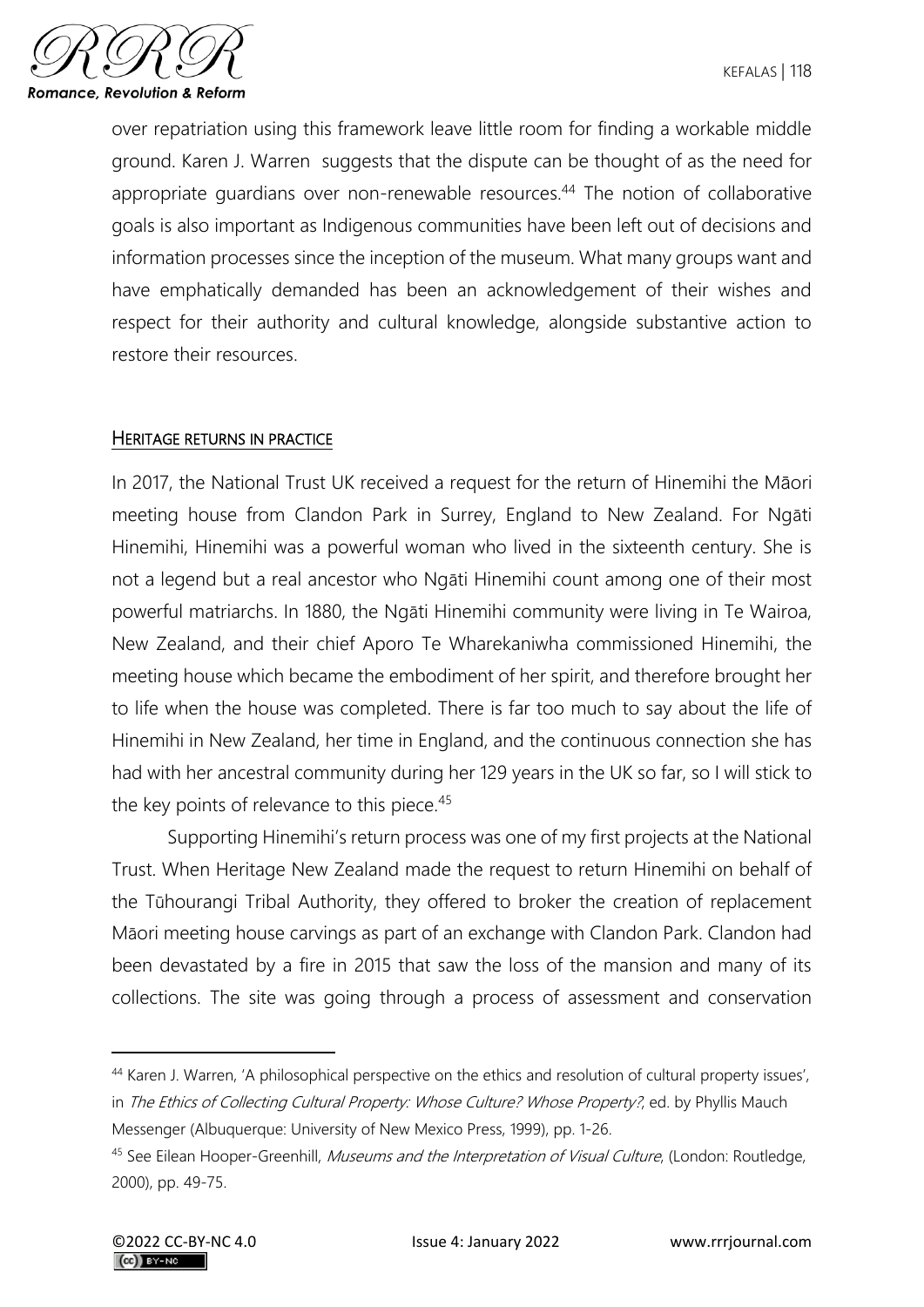over repatriation using this framework leave little room for finding a workable middle ground. Karen J. Warren suggests that the dispute can be thought of as the need for appropriate guardians over non-renewable resources.[44] The notion of collaborative goals is also important as Indigenous communities have been left out of decisions and information processes since the inception of the museum. What many groups want and have emphatically demanded has been an acknowledgement of their wishes and respect for their authority and cultural knowledge, alongside substantive action to restore their resources.

## HERITAGE RETURNS IN PRACTICE

In 2017, the National Trust UK received a request for the return of Hinemihi the Māori meeting house from Clandon Park in Surrey, England to New Zealand. For Ngāti Hinemihi, Hinemihi was a powerful woman who lived in the sixteenth century. She is not a legend but a real ancestor who Ngāti Hinemihi count among one of their most powerful matriarchs. In 1880, the Ngāti Hinemihi community were living in Te Wairoa, New Zealand, and their chief Aporo Te Wharekaniwha commissioned Hinemihi, the meeting house which became the embodiment of her spirit, and therefore brought her to life when the house was completed. There is far too much to say about the life of Hinemihi in New Zealand, her time in England, and the continuous connection she has had with her ancestral community during her 129 years in the UK so far, so I will stick to the key points of relevance to this piece.[45]

Supporting Hinemihi's return process was one of my first projects at the National Trust. When Heritage New Zealand made the request to return Hinemihi on behalf of the Tūhourangi Tribal Authority, they offered to broker the creation of replacement Māori meeting house carvings as part of an exchange with Clandon Park. Clandon had been devastated by a fire in 2015 that saw the loss of the mansion and many of its collections. The site was going through a process of assessment and conservation

---

[44] Karen J. Warren, 'A philosophical perspective on the ethics and resolution of cultural property issues', in *The Ethics of Collecting Cultural Property: Whose Culture? Whose Property?*, ed. by Phyllis Mauch Messenger (Albuquerque: University of New Mexico Press, 1999), pp. 1-26.

[45] See Eilean Hooper-Greenhill, *Museums and the Interpretation of Visual Culture*, (London: Routledge, 2000), pp. 49-75.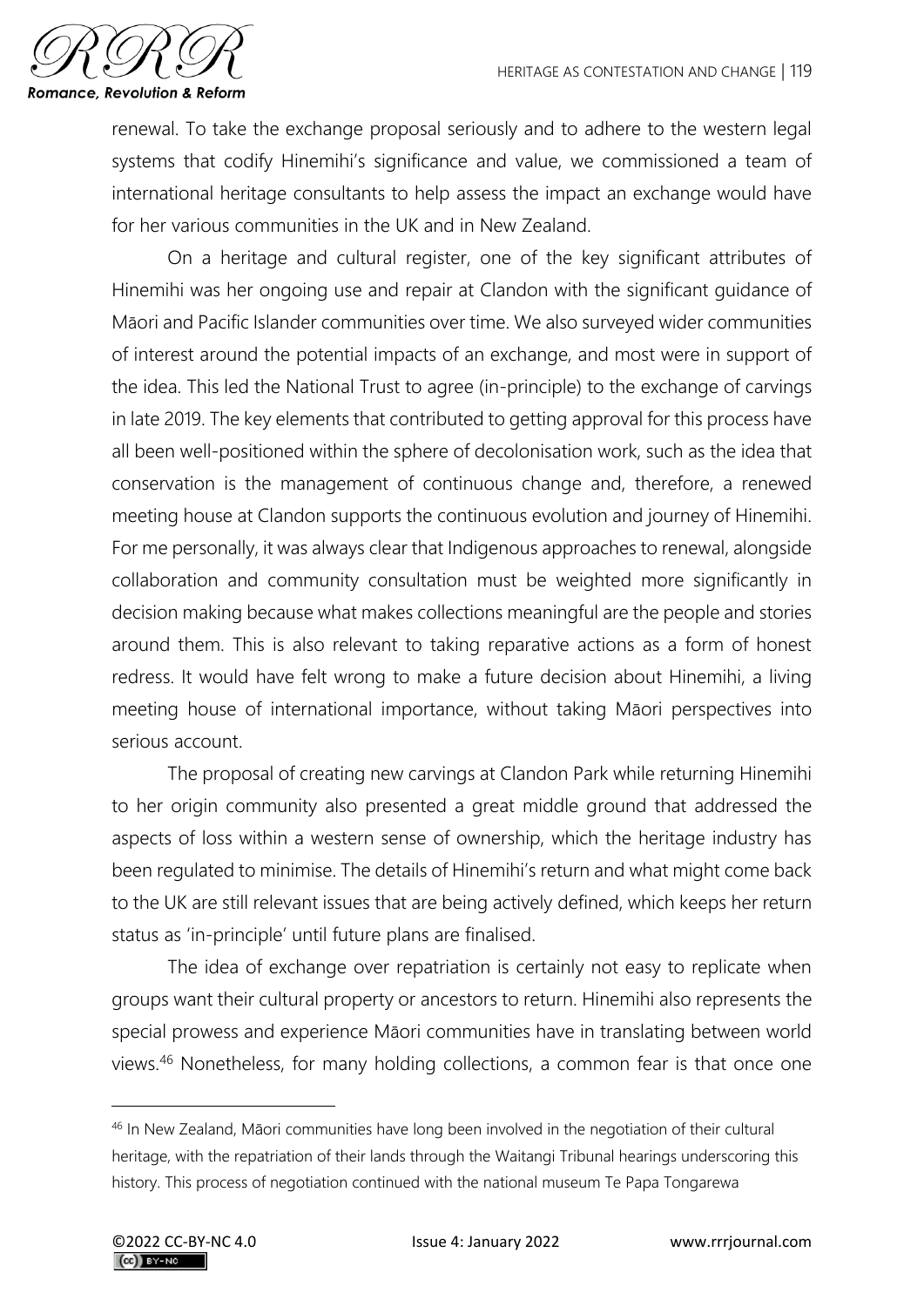renewal. To take the exchange proposal seriously and to adhere to the western legal systems that codify Hinemihi's significance and value, we commissioned a team of international heritage consultants to help assess the impact an exchange would have for her various communities in the UK and in New Zealand.

On a heritage and cultural register, one of the key significant attributes of Hinemihi was her ongoing use and repair at Clandon with the significant guidance of Māori and Pacific Islander communities over time. We also surveyed wider communities of interest around the potential impacts of an exchange, and most were in support of the idea. This led the National Trust to agree (in-principle) to the exchange of carvings in late 2019. The key elements that contributed to getting approval for this process have all been well-positioned within the sphere of decolonisation work, such as the idea that conservation is the management of continuous change and, therefore, a renewed meeting house at Clandon supports the continuous evolution and journey of Hinemihi. For me personally, it was always clear that Indigenous approaches to renewal, alongside collaboration and community consultation must be weighted more significantly in decision making because what makes collections meaningful are the people and stories around them. This is also relevant to taking reparative actions as a form of honest redress. It would have felt wrong to make a future decision about Hinemihi, a living meeting house of international importance, without taking Māori perspectives into serious account.

The proposal of creating new carvings at Clandon Park while returning Hinemihi to her origin community also presented a great middle ground that addressed the aspects of loss within a western sense of ownership, which the heritage industry has been regulated to minimise. The details of Hinemihi's return and what might come back to the UK are still relevant issues that are being actively defined, which keeps her return status as 'in-principle' until future plans are finalised.

The idea of exchange over repatriation is certainly not easy to replicate when groups want their cultural property or ancestors to return. Hinemihi also represents the special prowess and experience Māori communities have in translating between world views.[46] Nonetheless, for many holding collections, a common fear is that once one

[46] In New Zealand, Māori communities have long been involved in the negotiation of their cultural heritage, with the repatriation of their lands through the Waitangi Tribunal hearings underscoring this history. This process of negotiation continued with the national museum Te Papa Tongarewa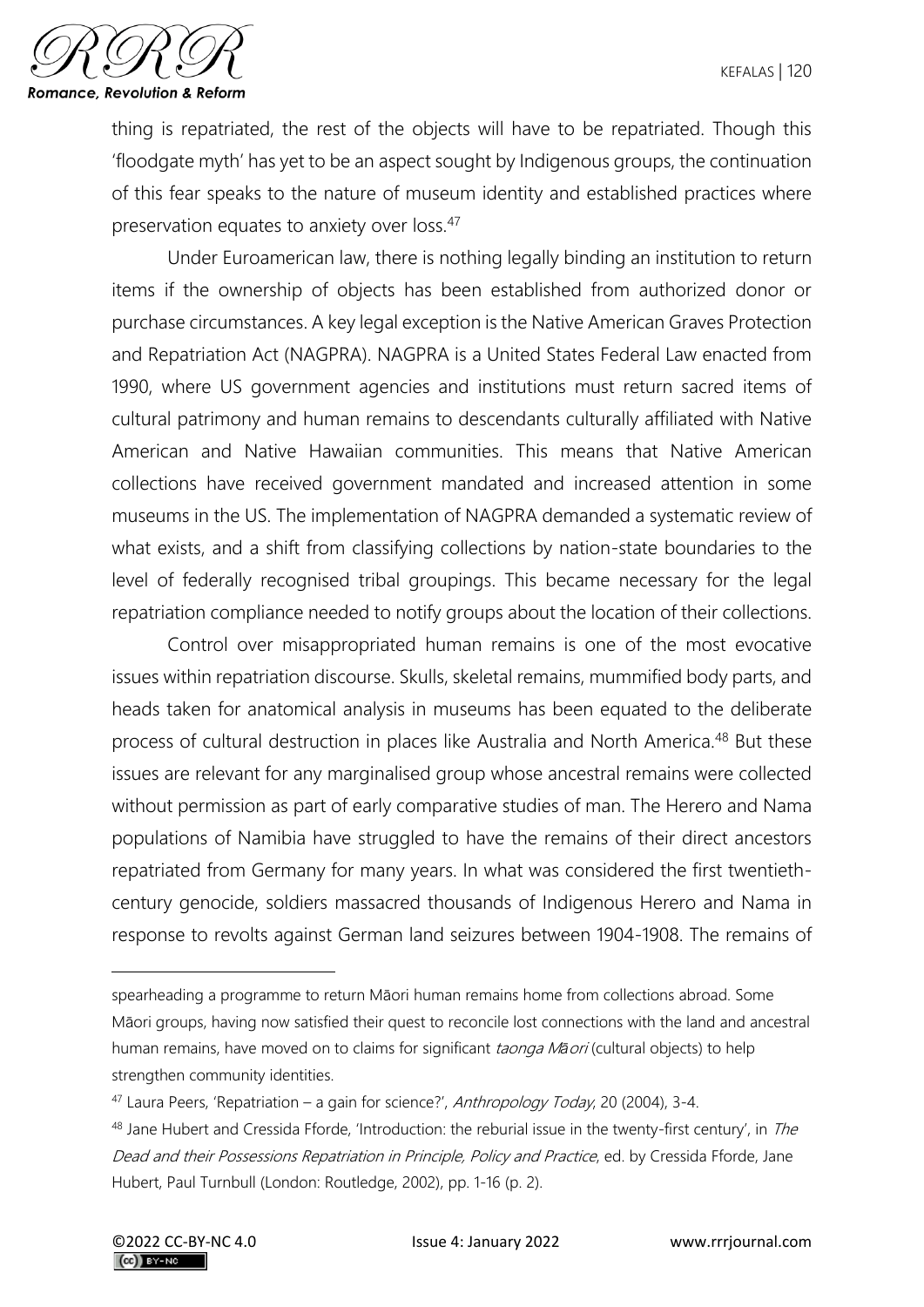thing is repatriated, the rest of the objects will have to be repatriated. Though this 'floodgate myth' has yet to be an aspect sought by Indigenous groups, the continuation of this fear speaks to the nature of museum identity and established practices where preservation equates to anxiety over loss.[47]

Under Euroamerican law, there is nothing legally binding an institution to return items if the ownership of objects has been established from authorized donor or purchase circumstances. A key legal exception is the Native American Graves Protection and Repatriation Act (NAGPRA). NAGPRA is a United States Federal Law enacted from 1990, where US government agencies and institutions must return sacred items of cultural patrimony and human remains to descendants culturally affiliated with Native American and Native Hawaiian communities. This means that Native American collections have received government mandated and increased attention in some museums in the US. The implementation of NAGPRA demanded a systematic review of what exists, and a shift from classifying collections by nation-state boundaries to the level of federally recognised tribal groupings. This became necessary for the legal repatriation compliance needed to notify groups about the location of their collections.

Control over misappropriated human remains is one of the most evocative issues within repatriation discourse. Skulls, skeletal remains, mummified body parts, and heads taken for anatomical analysis in museums has been equated to the deliberate process of cultural destruction in places like Australia and North America.[48] But these issues are relevant for any marginalised group whose ancestral remains were collected without permission as part of early comparative studies of man. The Herero and Nama populations of Namibia have struggled to have the remains of their direct ancestors repatriated from Germany for many years. In what was considered the first twentieth-century genocide, soldiers massacred thousands of Indigenous Herero and Nama in response to revolts against German land seizures between 1904-1908. The remains of

---

spearheading a programme to return Māori human remains home from collections abroad. Some Māori groups, having now satisfied their quest to reconcile lost connections with the land and ancestral human remains, have moved on to claims for significant *taonga Māori* (cultural objects) to help strengthen community identities.

[47] Laura Peers, 'Repatriation – a gain for science?', *Anthropology Today*, 20 (2004), 3-4.

[48] Jane Hubert and Cressida Fforde, 'Introduction: the reburial issue in the twenty-first century', in *The Dead and their Possessions Repatriation in Principle, Policy and Practice*, ed. by Cressida Fforde, Jane Hubert, Paul Turnbull (London: Routledge, 2002), pp. 1-16 (p. 2).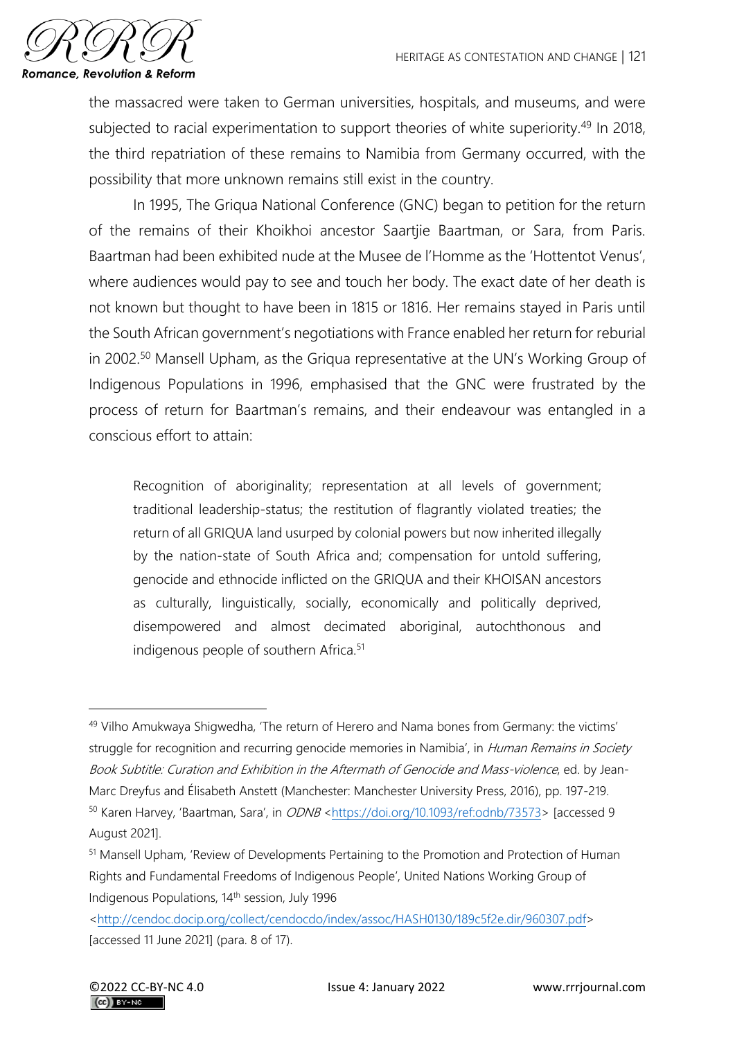the massacred were taken to German universities, hospitals, and museums, and were subjected to racial experimentation to support theories of white superiority.[49] In 2018, the third repatriation of these remains to Namibia from Germany occurred, with the possibility that more unknown remains still exist in the country.

In 1995, The Griqua National Conference (GNC) began to petition for the return of the remains of their Khoikhoi ancestor Saartjie Baartman, or Sara, from Paris. Baartman had been exhibited nude at the Musee de l'Homme as the 'Hottentot Venus', where audiences would pay to see and touch her body. The exact date of her death is not known but thought to have been in 1815 or 1816. Her remains stayed in Paris until the South African government's negotiations with France enabled her return for reburial in 2002.[50] Mansell Upham, as the Griqua representative at the UN's Working Group of Indigenous Populations in 1996, emphasised that the GNC were frustrated by the process of return for Baartman's remains, and their endeavour was entangled in a conscious effort to attain:

> Recognition of aboriginality; representation at all levels of government; traditional leadership-status; the restitution of flagrantly violated treaties; the return of all GRIQUA land usurped by colonial powers but now inherited illegally by the nation-state of South Africa and; compensation for untold suffering, genocide and ethnocide inflicted on the GRIQUA and their KHOISAN ancestors as culturally, linguistically, socially, economically and politically deprived, disempowered and almost decimated aboriginal, autochthonous and indigenous people of southern Africa.[51]

---

[49] Vilho Amukwaya Shigwedha, 'The return of Herero and Nama bones from Germany: the victims' struggle for recognition and recurring genocide memories in Namibia', in *Human Remains in Society Book Subtitle: Curation and Exhibition in the Aftermath of Genocide and Mass-violence*, ed. by Jean-Marc Dreyfus and Élisabeth Anstett (Manchester: Manchester University Press, 2016), pp. 197-219.

[50] Karen Harvey, 'Baartman, Sara', in *ODNB* <https://doi.org/10.1093/ref:odnb/73573> [accessed 9 August 2021].

[51] Mansell Upham, 'Review of Developments Pertaining to the Promotion and Protection of Human Rights and Fundamental Freedoms of Indigenous People', United Nations Working Group of Indigenous Populations, 14th session, July 1996 <http://cendoc.docip.org/collect/cendocdo/index/assoc/HASH0130/189c5f2e.dir/960307.pdf> [accessed 11 June 2021] (para. 8 of 17).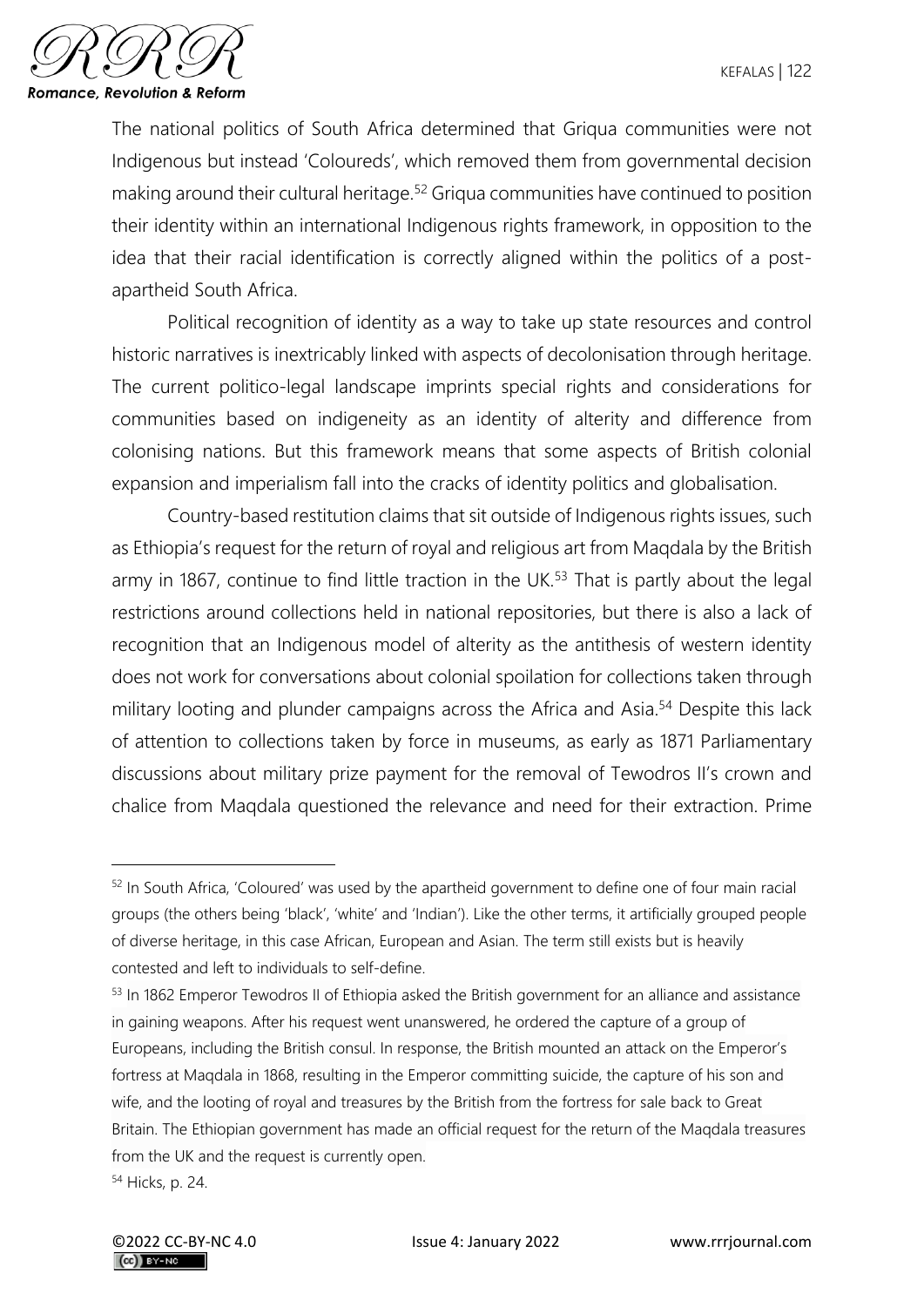The national politics of South Africa determined that Griqua communities were not Indigenous but instead 'Coloureds', which removed them from governmental decision making around their cultural heritage.[52] Griqua communities have continued to position their identity within an international Indigenous rights framework, in opposition to the idea that their racial identification is correctly aligned within the politics of a post-apartheid South Africa.

Political recognition of identity as a way to take up state resources and control historic narratives is inextricably linked with aspects of decolonisation through heritage. The current politico-legal landscape imprints special rights and considerations for communities based on indigeneity as an identity of alterity and difference from colonising nations. But this framework means that some aspects of British colonial expansion and imperialism fall into the cracks of identity politics and globalisation.

Country-based restitution claims that sit outside of Indigenous rights issues, such as Ethiopia's request for the return of royal and religious art from Maqdala by the British army in 1867, continue to find little traction in the UK.[53] That is partly about the legal restrictions around collections held in national repositories, but there is also a lack of recognition that an Indigenous model of alterity as the antithesis of western identity does not work for conversations about colonial spoilation for collections taken through military looting and plunder campaigns across the Africa and Asia.[54] Despite this lack of attention to collections taken by force in museums, as early as 1871 Parliamentary discussions about military prize payment for the removal of Tewodros II's crown and chalice from Maqdala questioned the relevance and need for their extraction. Prime

---

[52] In South Africa, 'Coloured' was used by the apartheid government to define one of four main racial groups (the others being 'black', 'white' and 'Indian'). Like the other terms, it artificially grouped people of diverse heritage, in this case African, European and Asian. The term still exists but is heavily contested and left to individuals to self-define.

[53] In 1862 Emperor Tewodros II of Ethiopia asked the British government for an alliance and assistance in gaining weapons. After his request went unanswered, he ordered the capture of a group of Europeans, including the British consul. In response, the British mounted an attack on the Emperor's fortress at Maqdala in 1868, resulting in the Emperor committing suicide, the capture of his son and wife, and the looting of royal and treasures by the British from the fortress for sale back to Great Britain. The Ethiopian government has made an official request for the return of the Maqdala treasures from the UK and the request is currently open.

[54] Hicks, p. 24.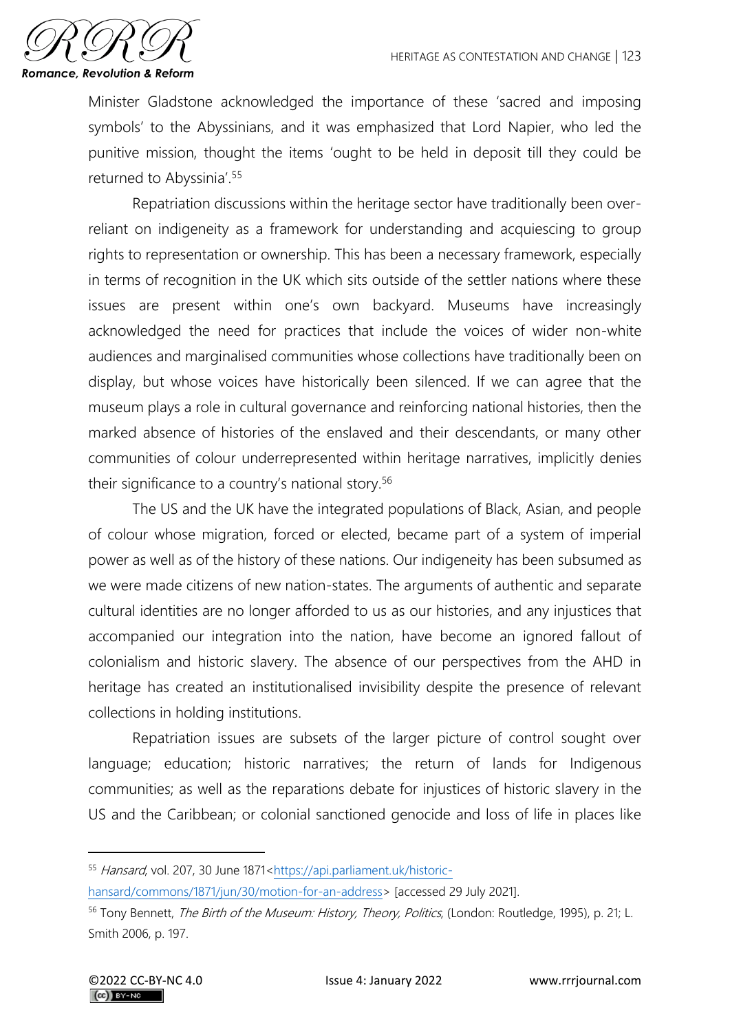Minister Gladstone acknowledged the importance of these 'sacred and imposing symbols' to the Abyssinians, and it was emphasized that Lord Napier, who led the punitive mission, thought the items 'ought to be held in deposit till they could be returned to Abyssinia'.[55]

Repatriation discussions within the heritage sector have traditionally been over-reliant on indigeneity as a framework for understanding and acquiescing to group rights to representation or ownership. This has been a necessary framework, especially in terms of recognition in the UK which sits outside of the settler nations where these issues are present within one's own backyard. Museums have increasingly acknowledged the need for practices that include the voices of wider non-white audiences and marginalised communities whose collections have traditionally been on display, but whose voices have historically been silenced. If we can agree that the museum plays a role in cultural governance and reinforcing national histories, then the marked absence of histories of the enslaved and their descendants, or many other communities of colour underrepresented within heritage narratives, implicitly denies their significance to a country's national story.[56]

The US and the UK have the integrated populations of Black, Asian, and people of colour whose migration, forced or elected, became part of a system of imperial power as well as of the history of these nations. Our indigeneity has been subsumed as we were made citizens of new nation-states. The arguments of authentic and separate cultural identities are no longer afforded to us as our histories, and any injustices that accompanied our integration into the nation, have become an ignored fallout of colonialism and historic slavery. The absence of our perspectives from the AHD in heritage has created an institutionalised invisibility despite the presence of relevant collections in holding institutions.

Repatriation issues are subsets of the larger picture of control sought over language; education; historic narratives; the return of lands for Indigenous communities; as well as the reparations debate for injustices of historic slavery in the US and the Caribbean; or colonial sanctioned genocide and loss of life in places like

---

[55] *Hansard*, vol. 207, 30 June 1871<https://api.parliament.uk/historic-hansard/commons/1871/jun/30/motion-for-an-address> [accessed 29 July 2021].

[56] Tony Bennett, *The Birth of the Museum: History, Theory, Politics*, (London: Routledge, 1995), p. 21; L. Smith 2006, p. 197.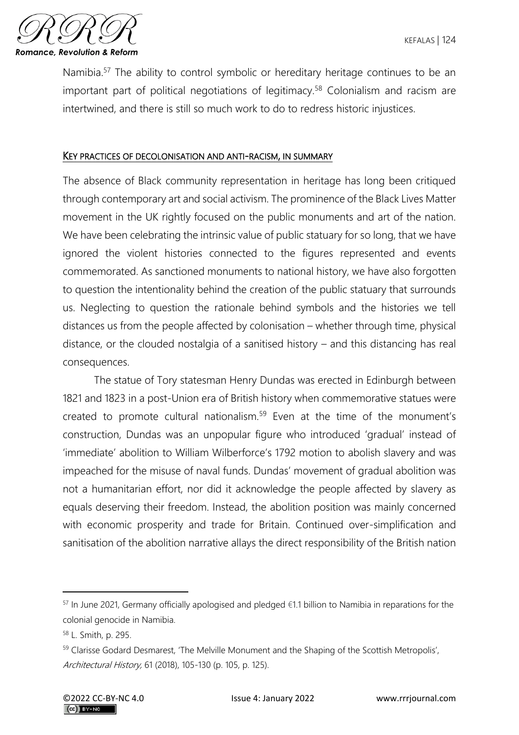Namibia.[57] The ability to control symbolic or hereditary heritage continues to be an important part of political negotiations of legitimacy.[58] Colonialism and racism are intertwined, and there is still so much work to do to redress historic injustices.

## KEY PRACTICES OF DECOLONISATION AND ANTI-RACISM, IN SUMMARY

The absence of Black community representation in heritage has long been critiqued through contemporary art and social activism. The prominence of the Black Lives Matter movement in the UK rightly focused on the public monuments and art of the nation. We have been celebrating the intrinsic value of public statuary for so long, that we have ignored the violent histories connected to the figures represented and events commemorated. As sanctioned monuments to national history, we have also forgotten to question the intentionality behind the creation of the public statuary that surrounds us. Neglecting to question the rationale behind symbols and the histories we tell distances us from the people affected by colonisation – whether through time, physical distance, or the clouded nostalgia of a sanitised history – and this distancing has real consequences.

The statue of Tory statesman Henry Dundas was erected in Edinburgh between 1821 and 1823 in a post-Union era of British history when commemorative statues were created to promote cultural nationalism.[59] Even at the time of the monument's construction, Dundas was an unpopular figure who introduced 'gradual' instead of 'immediate' abolition to William Wilberforce's 1792 motion to abolish slavery and was impeached for the misuse of naval funds. Dundas' movement of gradual abolition was not a humanitarian effort, nor did it acknowledge the people affected by slavery as equals deserving their freedom. Instead, the abolition position was mainly concerned with economic prosperity and trade for Britain. Continued over-simplification and sanitisation of the abolition narrative allays the direct responsibility of the British nation

---

[57] In June 2021, Germany officially apologised and pledged €1.1 billion to Namibia in reparations for the colonial genocide in Namibia.

[58] L. Smith, p. 295.

[59] Clarisse Godard Desmarest, 'The Melville Monument and the Shaping of the Scottish Metropolis', *Architectural History,* 61 (2018), 105-130 (p. 105, p. 125).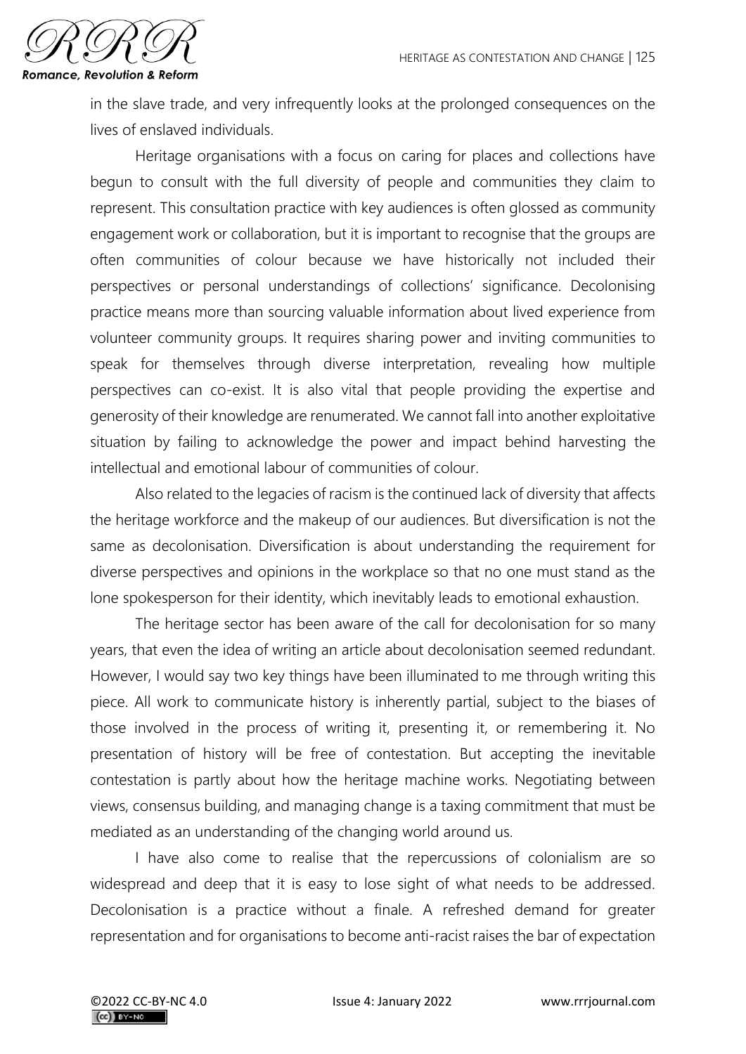in the slave trade, and very infrequently looks at the prolonged consequences on the lives of enslaved individuals.

Heritage organisations with a focus on caring for places and collections have begun to consult with the full diversity of people and communities they claim to represent. This consultation practice with key audiences is often glossed as community engagement work or collaboration, but it is important to recognise that the groups are often communities of colour because we have historically not included their perspectives or personal understandings of collections' significance. Decolonising practice means more than sourcing valuable information about lived experience from volunteer community groups. It requires sharing power and inviting communities to speak for themselves through diverse interpretation, revealing how multiple perspectives can co-exist. It is also vital that people providing the expertise and generosity of their knowledge are renumerated. We cannot fall into another exploitative situation by failing to acknowledge the power and impact behind harvesting the intellectual and emotional labour of communities of colour.

Also related to the legacies of racism is the continued lack of diversity that affects the heritage workforce and the makeup of our audiences. But diversification is not the same as decolonisation. Diversification is about understanding the requirement for diverse perspectives and opinions in the workplace so that no one must stand as the lone spokesperson for their identity, which inevitably leads to emotional exhaustion.

The heritage sector has been aware of the call for decolonisation for so many years, that even the idea of writing an article about decolonisation seemed redundant. However, I would say two key things have been illuminated to me through writing this piece. All work to communicate history is inherently partial, subject to the biases of those involved in the process of writing it, presenting it, or remembering it. No presentation of history will be free of contestation. But accepting the inevitable contestation is partly about how the heritage machine works. Negotiating between views, consensus building, and managing change is a taxing commitment that must be mediated as an understanding of the changing world around us.

I have also come to realise that the repercussions of colonialism are so widespread and deep that it is easy to lose sight of what needs to be addressed. Decolonisation is a practice without a finale. A refreshed demand for greater representation and for organisations to become anti-racist raises the bar of expectation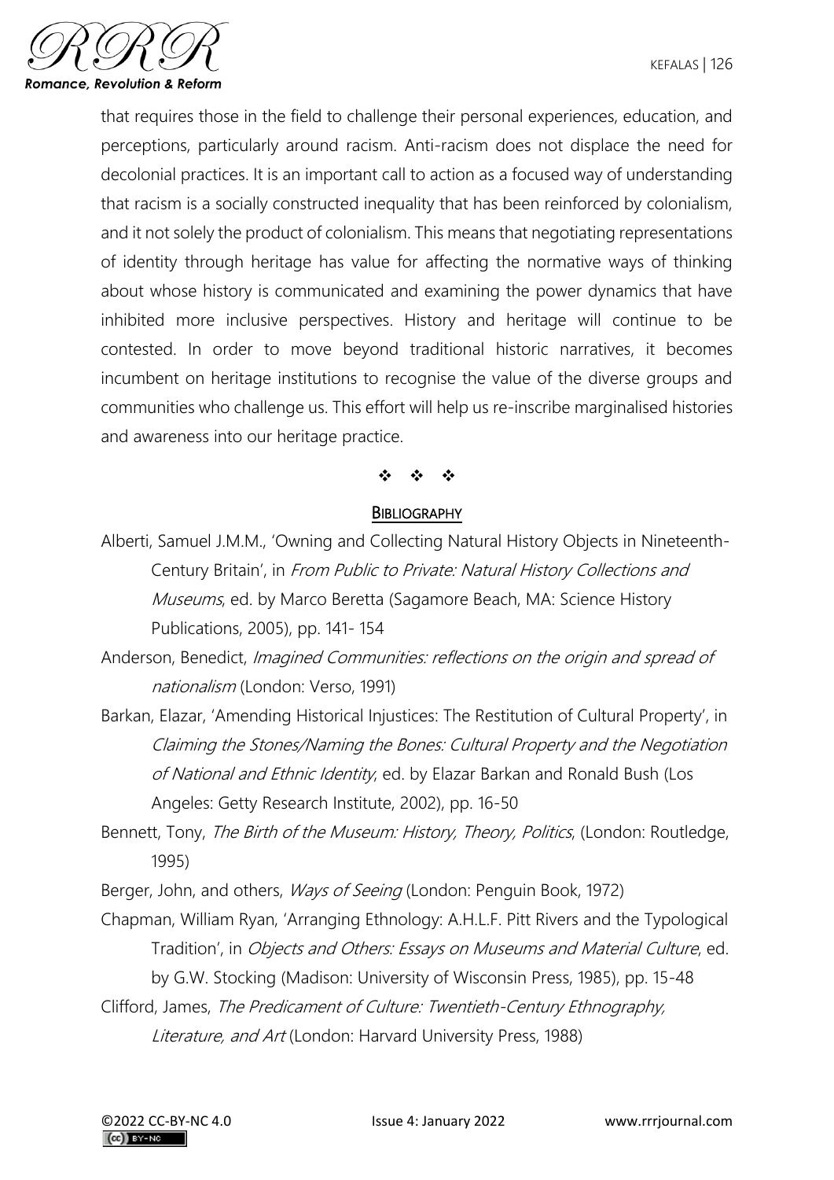that requires those in the field to challenge their personal experiences, education, and perceptions, particularly around racism. Anti-racism does not displace the need for decolonial practices. It is an important call to action as a focused way of understanding that racism is a socially constructed inequality that has been reinforced by colonialism, and it not solely the product of colonialism. This means that negotiating representations of identity through heritage has value for affecting the normative ways of thinking about whose history is communicated and examining the power dynamics that have inhibited more inclusive perspectives. History and heritage will continue to be contested. In order to move beyond traditional historic narratives, it becomes incumbent on heritage institutions to recognise the value of the diverse groups and communities who challenge us. This effort will help us re-inscribe marginalised histories and awareness into our heritage practice.

❖ ❖ ❖

## Bibliography

Alberti, Samuel J.M.M., 'Owning and Collecting Natural History Objects in Nineteenth-Century Britain', in *From Public to Private: Natural History Collections and Museums*, ed. by Marco Beretta (Sagamore Beach, MA: Science History Publications, 2005), pp. 141- 154

Anderson, Benedict, *Imagined Communities: reflections on the origin and spread of nationalism* (London: Verso, 1991)

Barkan, Elazar, 'Amending Historical Injustices: The Restitution of Cultural Property', in *Claiming the Stones/Naming the Bones: Cultural Property and the Negotiation of National and Ethnic Identity*, ed. by Elazar Barkan and Ronald Bush (Los Angeles: Getty Research Institute, 2002), pp. 16-50

Bennett, Tony, *The Birth of the Museum: History, Theory, Politics*, (London: Routledge, 1995)

Berger, John, and others, *Ways of Seeing* (London: Penguin Book, 1972)

Chapman, William Ryan, 'Arranging Ethnology: A.H.L.F. Pitt Rivers and the Typological Tradition', in *Objects and Others: Essays on Museums and Material Culture*, ed. by G.W. Stocking (Madison: University of Wisconsin Press, 1985), pp. 15-48

Clifford, James, *The Predicament of Culture: Twentieth-Century Ethnography, Literature, and Art* (London: Harvard University Press, 1988)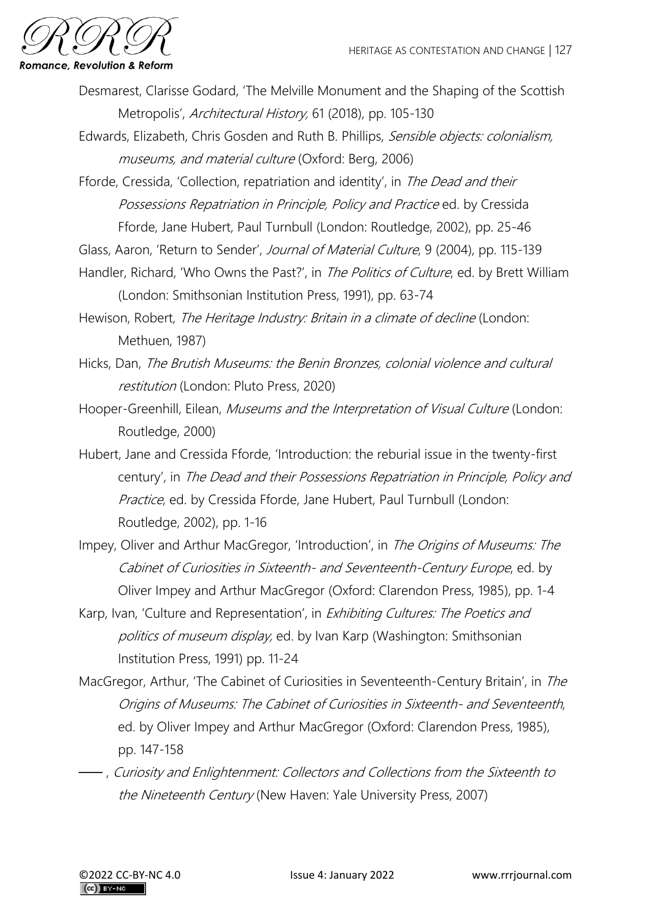Desmarest, Clarisse Godard, 'The Melville Monument and the Shaping of the Scottish Metropolis', *Architectural History,* 61 (2018), pp. 105-130

Edwards, Elizabeth, Chris Gosden and Ruth B. Phillips, *Sensible objects: colonialism, museums, and material culture* (Oxford: Berg, 2006)

Fforde, Cressida, 'Collection, repatriation and identity', in *The Dead and their Possessions Repatriation in Principle, Policy and Practice* ed. by Cressida Fforde, Jane Hubert, Paul Turnbull (London: Routledge, 2002), pp. 25-46

Glass, Aaron, 'Return to Sender', *Journal of Material Culture*, 9 (2004), pp. 115-139

Handler, Richard, 'Who Owns the Past?', in *The Politics of Culture*, ed. by Brett William (London: Smithsonian Institution Press, 1991), pp. 63-74

Hewison, Robert, *The Heritage Industry: Britain in a climate of decline* (London: Methuen, 1987)

Hicks, Dan, *The Brutish Museums: the Benin Bronzes, colonial violence and cultural restitution* (London: Pluto Press, 2020)

Hooper-Greenhill, Eilean, *Museums and the Interpretation of Visual Culture* (London: Routledge, 2000)

Hubert, Jane and Cressida Fforde, 'Introduction: the reburial issue in the twenty-first century', in *The Dead and their Possessions Repatriation in Principle, Policy and Practice*, ed. by Cressida Fforde, Jane Hubert, Paul Turnbull (London: Routledge, 2002), pp. 1-16

Impey, Oliver and Arthur MacGregor, 'Introduction', in *The Origins of Museums: The Cabinet of Curiosities in Sixteenth- and Seventeenth-Century Europe*, ed. by Oliver Impey and Arthur MacGregor (Oxford: Clarendon Press, 1985), pp. 1-4

Karp, Ivan, 'Culture and Representation', in *Exhibiting Cultures: The Poetics and politics of museum display,* ed. by Ivan Karp (Washington: Smithsonian Institution Press, 1991) pp. 11-24

MacGregor, Arthur, 'The Cabinet of Curiosities in Seventeenth-Century Britain', in *The Origins of Museums: The Cabinet of Curiosities in Sixteenth- and Seventeenth*, ed. by Oliver Impey and Arthur MacGregor (Oxford: Clarendon Press, 1985), pp. 147-158

——, *Curiosity and Enlightenment: Collectors and Collections from the Sixteenth to the Nineteenth Century* (New Haven: Yale University Press, 2007)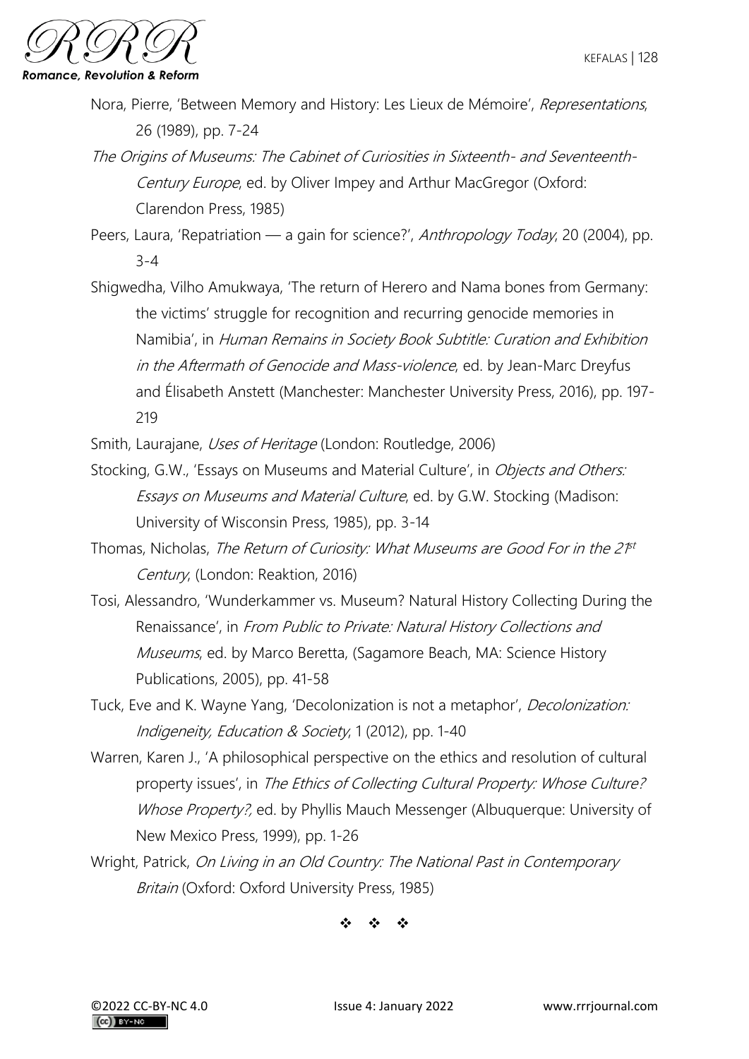Nora, Pierre, 'Between Memory and History: Les Lieux de Mémoire', *Representations*, 26 (1989), pp. 7-24

*The Origins of Museums: The Cabinet of Curiosities in Sixteenth- and Seventeenth-Century Europe*, ed. by Oliver Impey and Arthur MacGregor (Oxford: Clarendon Press, 1985)

Peers, Laura, 'Repatriation — a gain for science?', *Anthropology Today*, 20 (2004), pp. 3-4

Shigwedha, Vilho Amukwaya, 'The return of Herero and Nama bones from Germany: the victims' struggle for recognition and recurring genocide memories in Namibia', in *Human Remains in Society Book Subtitle: Curation and Exhibition in the Aftermath of Genocide and Mass-violence*, ed. by Jean-Marc Dreyfus and Élisabeth Anstett (Manchester: Manchester University Press, 2016), pp. 197-219

Smith, Laurajane, *Uses of Heritage* (London: Routledge, 2006)

Stocking, G.W., 'Essays on Museums and Material Culture', in *Objects and Others: Essays on Museums and Material Culture*, ed. by G.W. Stocking (Madison: University of Wisconsin Press, 1985), pp. 3-14

Thomas, Nicholas, *The Return of Curiosity: What Museums are Good For in the 21st Century*, (London: Reaktion, 2016)

Tosi, Alessandro, 'Wunderkammer vs. Museum? Natural History Collecting During the Renaissance', in *From Public to Private: Natural History Collections and Museums*, ed. by Marco Beretta, (Sagamore Beach, MA: Science History Publications, 2005), pp. 41-58

Tuck, Eve and K. Wayne Yang, 'Decolonization is not a metaphor', *Decolonization: Indigeneity, Education & Society*, 1 (2012), pp. 1-40

Warren, Karen J., 'A philosophical perspective on the ethics and resolution of cultural property issues', in *The Ethics of Collecting Cultural Property: Whose Culture? Whose Property?*, ed. by Phyllis Mauch Messenger (Albuquerque: University of New Mexico Press, 1999), pp. 1-26

Wright, Patrick, *On Living in an Old Country: The National Past in Contemporary Britain* (Oxford: Oxford University Press, 1985)

❖ ❖ ❖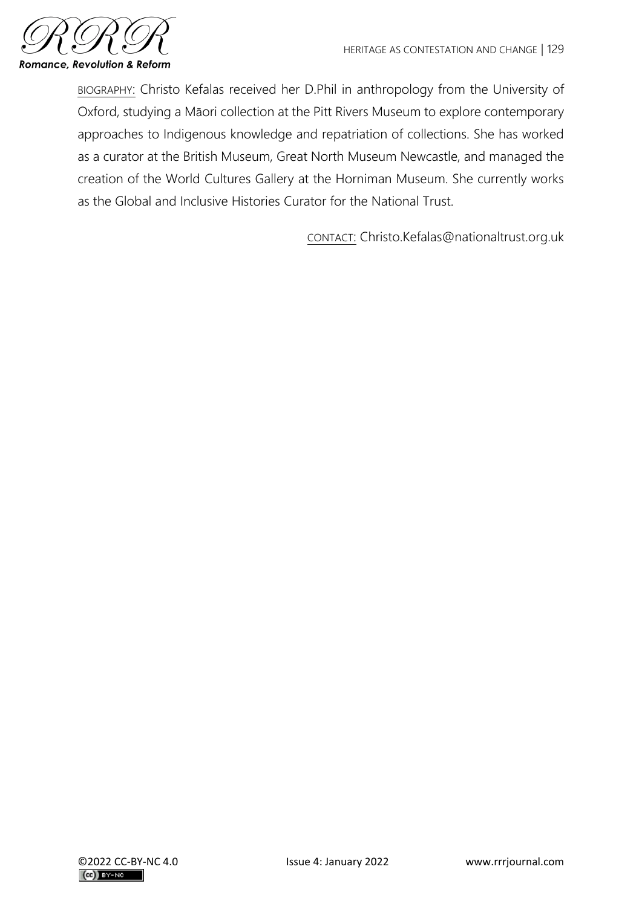BIOGRAPHY: Christo Kefalas received her D.Phil in anthropology from the University of Oxford, studying a Māori collection at the Pitt Rivers Museum to explore contemporary approaches to Indigenous knowledge and repatriation of collections. She has worked as a curator at the British Museum, Great North Museum Newcastle, and managed the creation of the World Cultures Gallery at the Horniman Museum. She currently works as the Global and Inclusive Histories Curator for the National Trust.

CONTACT: Christo.Kefalas@nationaltrust.org.uk